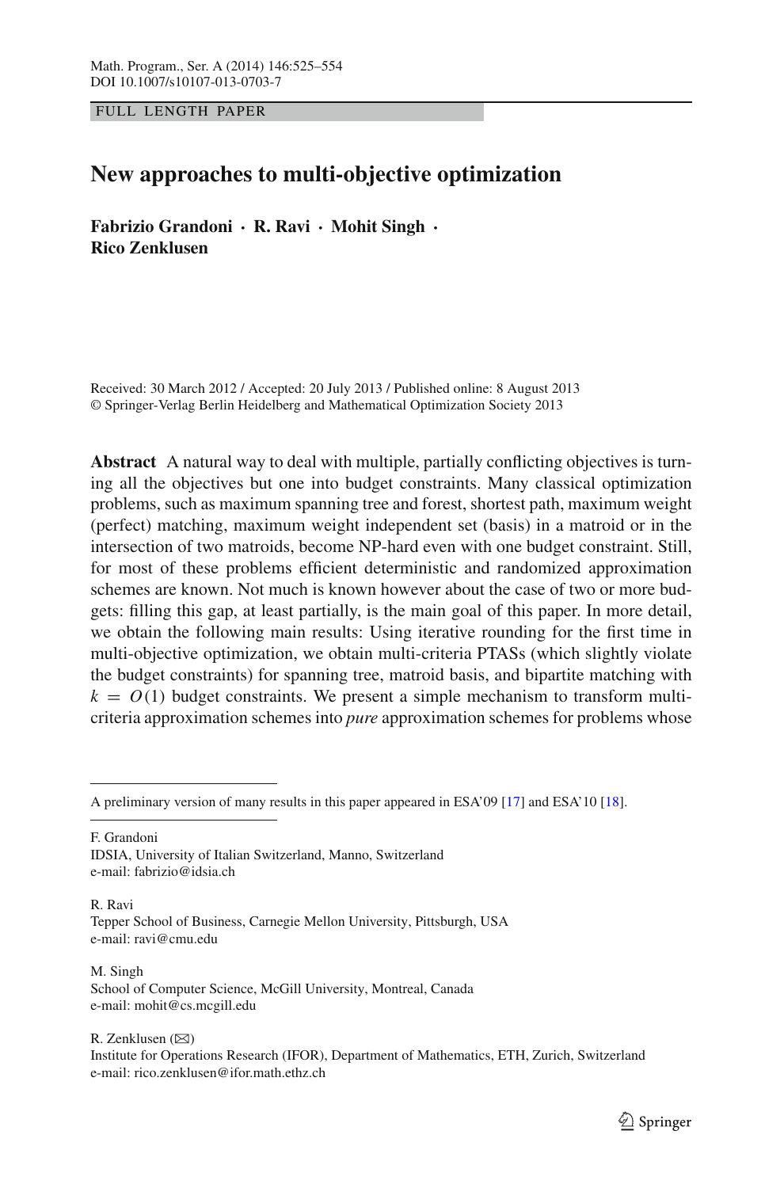FULL LENGTH PAPER

# New approaches to multi-objective optimization

**Fabrizio Grandoni · R. Ravi · Mohit Singh · Rico Zenklusen**

Received: 30 March 2012 / Accepted: 20 July 2013 / Published online: 8 August 2013
© Springer-Verlag Berlin Heidelberg and Mathematical Optimization Society 2013

**Abstract** A natural way to deal with multiple, partially conflicting objectives is turning all the objectives but one into budget constraints. Many classical optimization problems, such as maximum spanning tree and forest, shortest path, maximum weight (perfect) matching, maximum weight independent set (basis) in a matroid or in the intersection of two matroids, become NP-hard even with one budget constraint. Still, for most of these problems efficient deterministic and randomized approximation schemes are known. Not much is known however about the case of two or more budgets: filling this gap, at least partially, is the main goal of this paper. In more detail, we obtain the following main results: Using iterative rounding for the first time in multi-objective optimization, we obtain multi-criteria PTASs (which slightly violate the budget constraints) for spanning tree, matroid basis, and bipartite matching with $k = O(1)$ budget constraints. We present a simple mechanism to transform multi-criteria approximation schemes into *pure* approximation schemes for problems whose

---

A preliminary version of many results in this paper appeared in ESA'09 [17] and ESA'10 [18].

F. Grandoni
IDSIA, University of Italian Switzerland, Manno, Switzerland
e-mail: fabrizio@idsia.ch

R. Ravi
Tepper School of Business, Carnegie Mellon University, Pittsburgh, USA
e-mail: ravi@cmu.edu

M. Singh
School of Computer Science, McGill University, Montreal, Canada
e-mail: mohit@cs.mcgill.edu

R. Zenklusen (✉)
Institute for Operations Research (IFOR), Department of Mathematics, ETH, Zurich, Switzerland
e-mail: rico.zenklusen@ifor.math.ethz.ch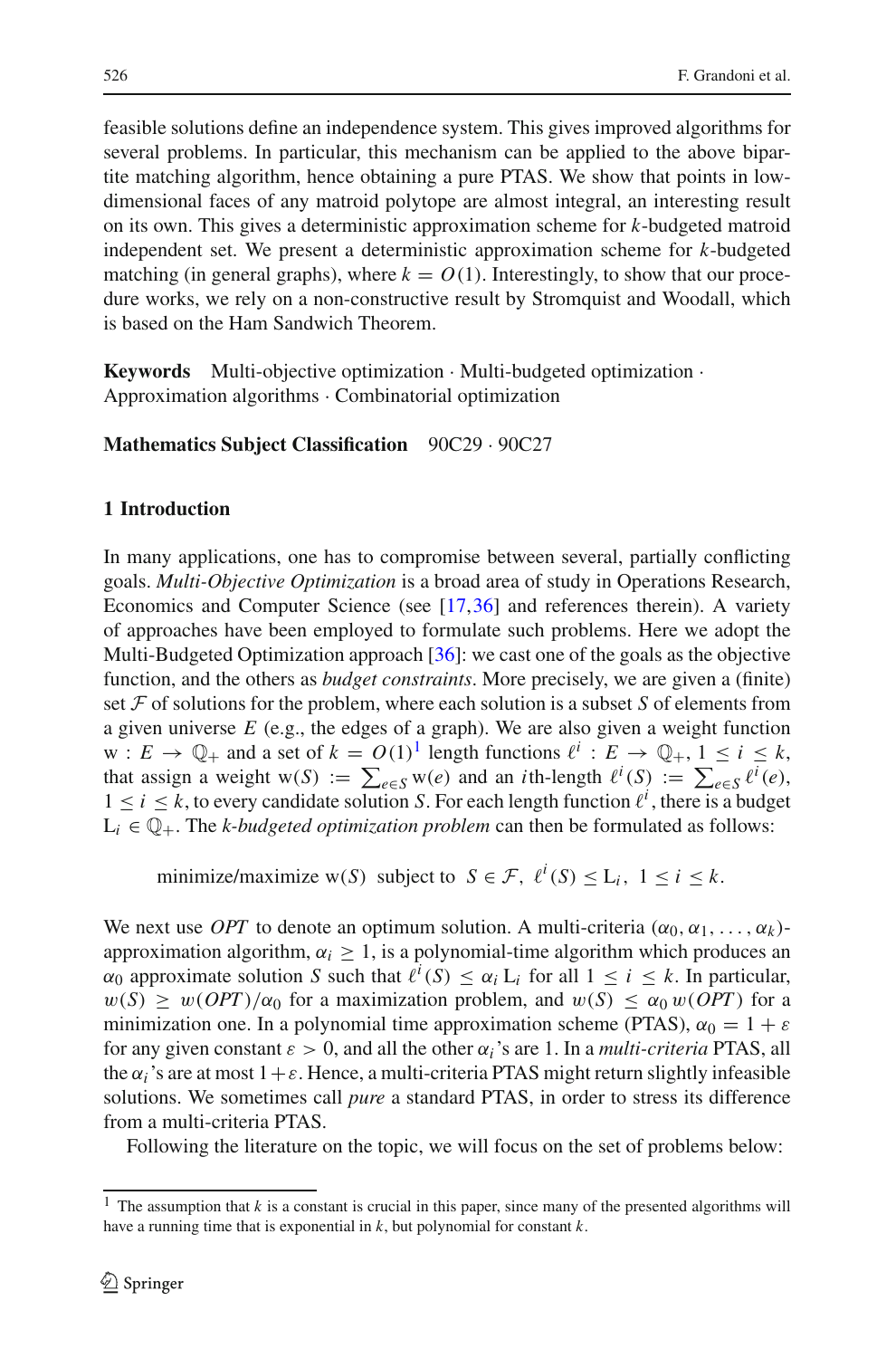feasible solutions define an independence system. This gives improved algorithms for several problems. In particular, this mechanism can be applied to the above bipartite matching algorithm, hence obtaining a pure PTAS. We show that points in low-dimensional faces of any matroid polytope are almost integral, an interesting result on its own. This gives a deterministic approximation scheme for $k$-budgeted matroid independent set. We present a deterministic approximation scheme for $k$-budgeted matching (in general graphs), where $k = O(1)$. Interestingly, to show that our procedure works, we rely on a non-constructive result by Stromquist and Woodall, which is based on the Ham Sandwich Theorem.

**Keywords** Multi-objective optimization · Multi-budgeted optimization · Approximation algorithms · Combinatorial optimization

**Mathematics Subject Classification** 90C29 · 90C27

## 1 Introduction

In many applications, one has to compromise between several, partially conflicting goals. *Multi-Objective Optimization* is a broad area of study in Operations Research, Economics and Computer Science (see [17,36] and references therein). A variety of approaches have been employed to formulate such problems. Here we adopt the Multi-Budgeted Optimization approach [36]: we cast one of the goals as the objective function, and the others as *budget constraints*. More precisely, we are given a (finite) set $\mathcal{F}$ of solutions for the problem, where each solution is a subset $S$ of elements from a given universe $E$ (e.g., the edges of a graph). We are also given a weight function $\mathrm{w} : E \to \mathbb{Q}_+$ and a set of $k = O(1)$[1] length functions $\ell^i : E \to \mathbb{Q}_+$, $1 \le i \le k$, that assign a weight $\mathrm{w}(S) := \sum_{e \in S} \mathrm{w}(e)$ and an $i$th-length $\ell^i(S) := \sum_{e \in S} \ell^i(e)$, $1 \le i \le k$, to every candidate solution $S$. For each length function $\ell^i$, there is a budget $\mathrm{L}_i \in \mathbb{Q}_+$. The *k-budgeted optimization problem* can then be formulated as follows:

$$\text{minimize/maximize } \mathrm{w}(S) \text{ subject to } S \in \mathcal{F},\ \ell^i(S) \le \mathrm{L}_i,\ 1 \le i \le k.$$

We next use *OPT* to denote an optimum solution. A multi-criteria $(\alpha_0, \alpha_1, \ldots, \alpha_k)$-approximation algorithm, $\alpha_i \ge 1$, is a polynomial-time algorithm which produces an $\alpha_0$ approximate solution $S$ such that $\ell^i(S) \le \alpha_i \mathrm{L}_i$ for all $1 \le i \le k$. In particular, $w(S) \ge w(OPT)/\alpha_0$ for a maximization problem, and $w(S) \le \alpha_0 w(OPT)$ for a minimization one. In a polynomial time approximation scheme (PTAS), $\alpha_0 = 1 + \varepsilon$ for any given constant $\varepsilon > 0$, and all the other $\alpha_i$'s are 1. In a *multi-criteria* PTAS, all the $\alpha_i$'s are at most $1+\varepsilon$. Hence, a multi-criteria PTAS might return slightly infeasible solutions. We sometimes call *pure* a standard PTAS, in order to stress its difference from a multi-criteria PTAS.

Following the literature on the topic, we will focus on the set of problems below:

[1] The assumption that $k$ is a constant is crucial in this paper, since many of the presented algorithms will have a running time that is exponential in $k$, but polynomial for constant $k$.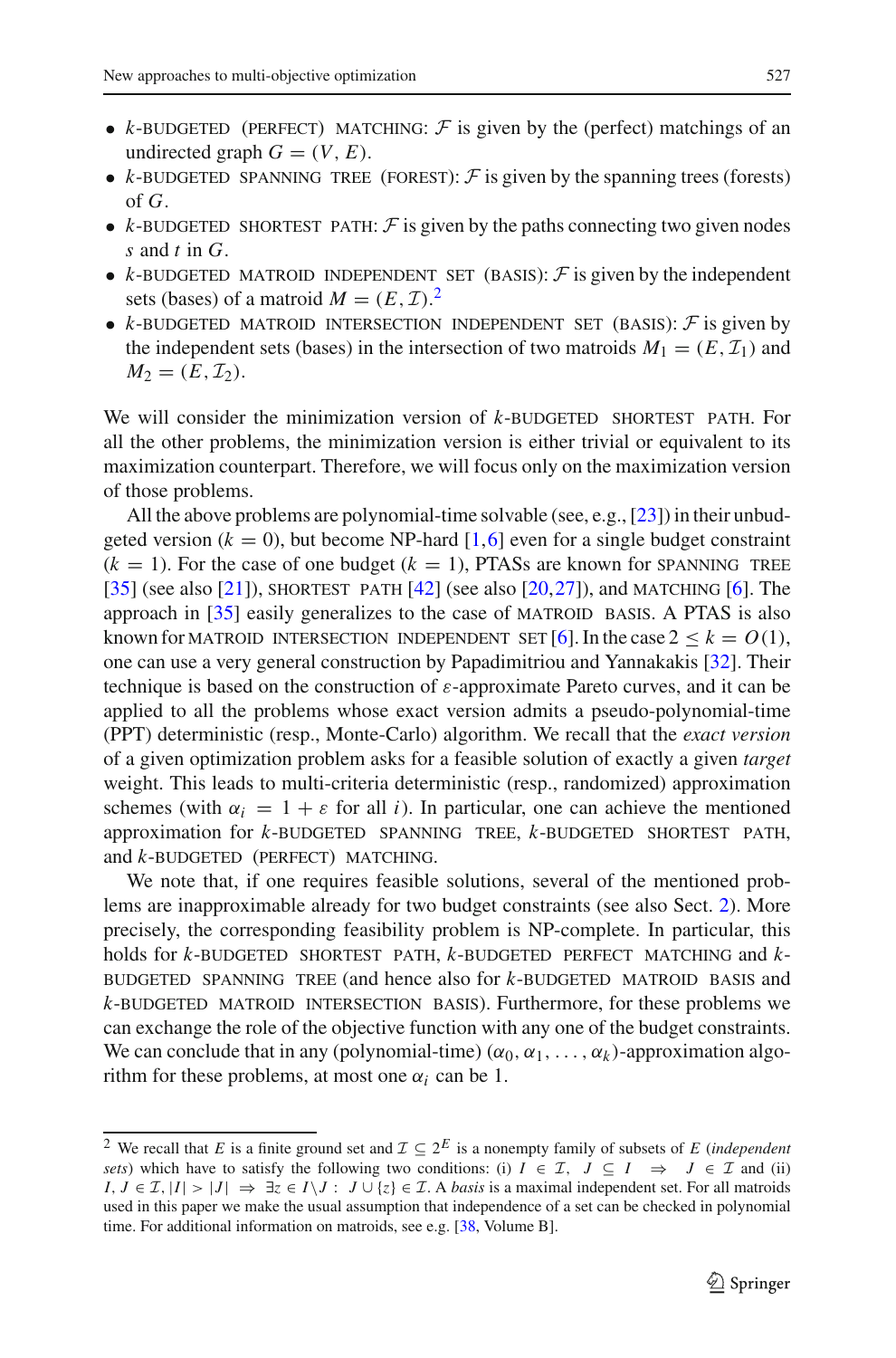- $k$-BUDGETED (PERFECT) MATCHING: $\mathcal{F}$ is given by the (perfect) matchings of an undirected graph $G = (V, E)$.
- $k$-BUDGETED SPANNING TREE (FOREST): $\mathcal{F}$ is given by the spanning trees (forests) of $G$.
- $k$-BUDGETED SHORTEST PATH: $\mathcal{F}$ is given by the paths connecting two given nodes $s$ and $t$ in $G$.
- $k$-BUDGETED MATROID INDEPENDENT SET (BASIS): $\mathcal{F}$ is given by the independent sets (bases) of a matroid $M = (E, \mathcal{I})$.[2]
- $k$-BUDGETED MATROID INTERSECTION INDEPENDENT SET (BASIS): $\mathcal{F}$ is given by the independent sets (bases) in the intersection of two matroids $M_1 = (E, \mathcal{I}_1)$ and $M_2 = (E, \mathcal{I}_2)$.

We will consider the minimization version of $k$-BUDGETED SHORTEST PATH. For all the other problems, the minimization version is either trivial or equivalent to its maximization counterpart. Therefore, we will focus only on the maximization version of those problems.

All the above problems are polynomial-time solvable (see, e.g., [23]) in their unbudgeted version ($k = 0$), but become NP-hard [1,6] even for a single budget constraint ($k = 1$). For the case of one budget ($k = 1$), PTASs are known for SPANNING TREE [35] (see also [21]), SHORTEST PATH [42] (see also [20,27]), and MATCHING [6]. The approach in [35] easily generalizes to the case of MATROID BASIS. A PTAS is also known for MATROID INTERSECTION INDEPENDENT SET [6]. In the case $2 \leq k = O(1)$, one can use a very general construction by Papadimitriou and Yannakakis [32]. Their technique is based on the construction of $\varepsilon$-approximate Pareto curves, and it can be applied to all the problems whose exact version admits a pseudo-polynomial-time (PPT) deterministic (resp., Monte-Carlo) algorithm. We recall that the *exact version* of a given optimization problem asks for a feasible solution of exactly a given *target* weight. This leads to multi-criteria deterministic (resp., randomized) approximation schemes (with $\alpha_i = 1 + \varepsilon$ for all $i$). In particular, one can achieve the mentioned approximation for $k$-BUDGETED SPANNING TREE, $k$-BUDGETED SHORTEST PATH, and $k$-BUDGETED (PERFECT) MATCHING.

We note that, if one requires feasible solutions, several of the mentioned problems are inapproximable already for two budget constraints (see also Sect. 2). More precisely, the corresponding feasibility problem is NP-complete. In particular, this holds for $k$-BUDGETED SHORTEST PATH, $k$-BUDGETED PERFECT MATCHING and $k$-BUDGETED SPANNING TREE (and hence also for $k$-BUDGETED MATROID BASIS and $k$-BUDGETED MATROID INTERSECTION BASIS). Furthermore, for these problems we can exchange the role of the objective function with any one of the budget constraints. We can conclude that in any (polynomial-time) $(\alpha_0, \alpha_1, \ldots, \alpha_k)$-approximation algorithm for these problems, at most one $\alpha_i$ can be 1.

---

[2] We recall that $E$ is a finite ground set and $\mathcal{I} \subseteq 2^E$ is a nonempty family of subsets of $E$ (*independent sets*) which have to satisfy the following two conditions: (i) $I \in \mathcal{I},\ J \subseteq I \ \Rightarrow\ J \in \mathcal{I}$ and (ii) $I, J \in \mathcal{I}, |I| > |J| \ \Rightarrow\ \exists z \in I \setminus J : \ J \cup \{z\} \in \mathcal{I}$. A *basis* is a maximal independent set. For all matroids used in this paper we make the usual assumption that independence of a set can be checked in polynomial time. For additional information on matroids, see e.g. [38, Volume B].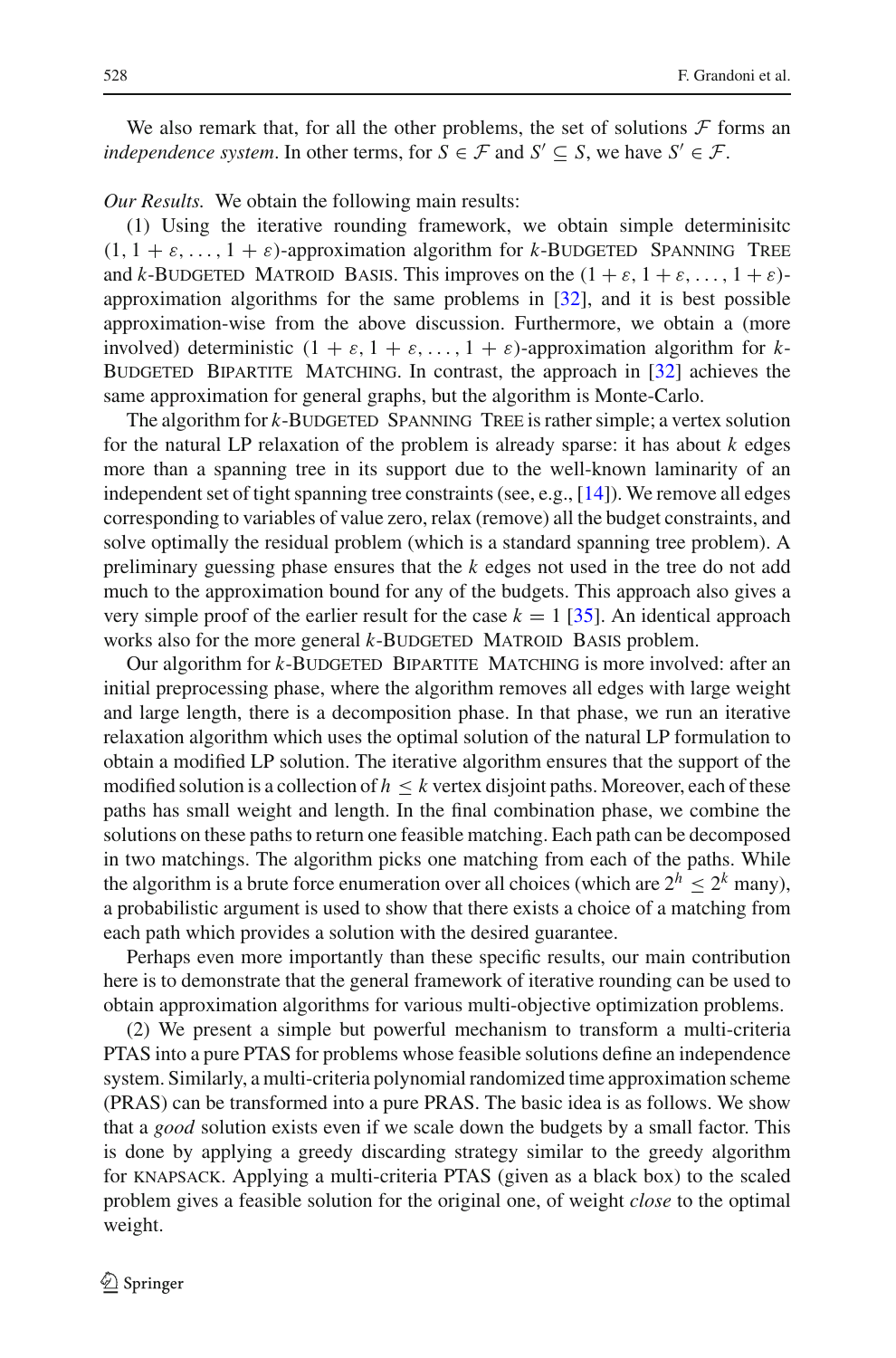We also remark that, for all the other problems, the set of solutions $\mathcal{F}$ forms an *independence system*. In other terms, for $S \in \mathcal{F}$ and $S' \subseteq S$, we have $S' \in \mathcal{F}$.

*Our Results.* We obtain the following main results:

(1) Using the iterative rounding framework, we obtain simple determinisitc $(1, 1+\varepsilon, \ldots, 1+\varepsilon)$-approximation algorithm for $k$-Budgeted Spanning Tree and $k$-Budgeted Matroid Basis. This improves on the $(1+\varepsilon, 1+\varepsilon, \ldots, 1+\varepsilon)$-approximation algorithms for the same problems in [32], and it is best possible approximation-wise from the above discussion. Furthermore, we obtain a (more involved) deterministic $(1+\varepsilon, 1+\varepsilon, \ldots, 1+\varepsilon)$-approximation algorithm for $k$-Budgeted Bipartite Matching. In contrast, the approach in [32] achieves the same approximation for general graphs, but the algorithm is Monte-Carlo.

The algorithm for $k$-Budgeted Spanning Tree is rather simple; a vertex solution for the natural LP relaxation of the problem is already sparse: it has about $k$ edges more than a spanning tree in its support due to the well-known laminarity of an independent set of tight spanning tree constraints (see, e.g., [14]). We remove all edges corresponding to variables of value zero, relax (remove) all the budget constraints, and solve optimally the residual problem (which is a standard spanning tree problem). A preliminary guessing phase ensures that the $k$ edges not used in the tree do not add much to the approximation bound for any of the budgets. This approach also gives a very simple proof of the earlier result for the case $k = 1$ [35]. An identical approach works also for the more general $k$-Budgeted Matroid Basis problem.

Our algorithm for $k$-Budgeted Bipartite Matching is more involved: after an initial preprocessing phase, where the algorithm removes all edges with large weight and large length, there is a decomposition phase. In that phase, we run an iterative relaxation algorithm which uses the optimal solution of the natural LP formulation to obtain a modified LP solution. The iterative algorithm ensures that the support of the modified solution is a collection of $h \leq k$ vertex disjoint paths. Moreover, each of these paths has small weight and length. In the final combination phase, we combine the solutions on these paths to return one feasible matching. Each path can be decomposed in two matchings. The algorithm picks one matching from each of the paths. While the algorithm is a brute force enumeration over all choices (which are $2^h \leq 2^k$ many), a probabilistic argument is used to show that there exists a choice of a matching from each path which provides a solution with the desired guarantee.

Perhaps even more importantly than these specific results, our main contribution here is to demonstrate that the general framework of iterative rounding can be used to obtain approximation algorithms for various multi-objective optimization problems.

(2) We present a simple but powerful mechanism to transform a multi-criteria PTAS into a pure PTAS for problems whose feasible solutions define an independence system. Similarly, a multi-criteria polynomial randomized time approximation scheme (PRAS) can be transformed into a pure PRAS. The basic idea is as follows. We show that a *good* solution exists even if we scale down the budgets by a small factor. This is done by applying a greedy discarding strategy similar to the greedy algorithm for knapsack. Applying a multi-criteria PTAS (given as a black box) to the scaled problem gives a feasible solution for the original one, of weight *close* to the optimal weight.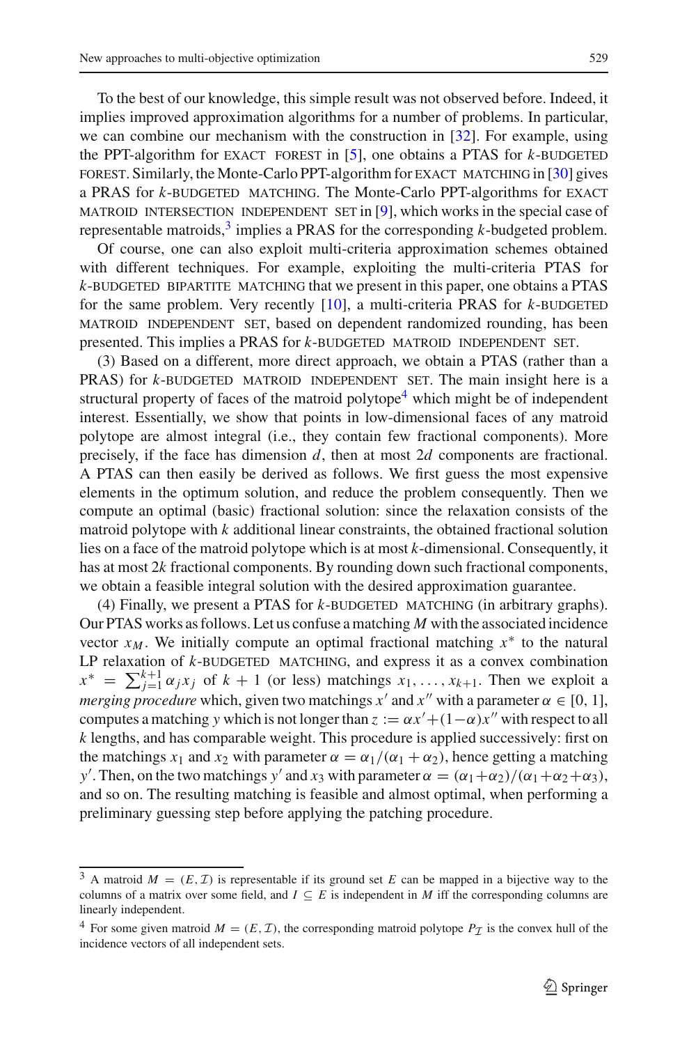To the best of our knowledge, this simple result was not observed before. Indeed, it implies improved approximation algorithms for a number of problems. In particular, we can combine our mechanism with the construction in [32]. For example, using the PPT-algorithm for EXACT FOREST in [5], one obtains a PTAS for $k$-BUDGETED FOREST. Similarly, the Monte-Carlo PPT-algorithm for EXACT MATCHING in [30] gives a PRAS for $k$-BUDGETED MATCHING. The Monte-Carlo PPT-algorithms for EXACT MATROID INTERSECTION INDEPENDENT SET in [9], which works in the special case of representable matroids,[3] implies a PRAS for the corresponding $k$-budgeted problem.

Of course, one can also exploit multi-criteria approximation schemes obtained with different techniques. For example, exploiting the multi-criteria PTAS for $k$-BUDGETED BIPARTITE MATCHING that we present in this paper, one obtains a PTAS for the same problem. Very recently [10], a multi-criteria PRAS for $k$-BUDGETED MATROID INDEPENDENT SET, based on dependent randomized rounding, has been presented. This implies a PRAS for $k$-BUDGETED MATROID INDEPENDENT SET.

(3) Based on a different, more direct approach, we obtain a PTAS (rather than a PRAS) for $k$-BUDGETED MATROID INDEPENDENT SET. The main insight here is a structural property of faces of the matroid polytope[4] which might be of independent interest. Essentially, we show that points in low-dimensional faces of any matroid polytope are almost integral (i.e., they contain few fractional components). More precisely, if the face has dimension $d$, then at most $2d$ components are fractional. A PTAS can then easily be derived as follows. We first guess the most expensive elements in the optimum solution, and reduce the problem consequently. Then we compute an optimal (basic) fractional solution: since the relaxation consists of the matroid polytope with $k$ additional linear constraints, the obtained fractional solution lies on a face of the matroid polytope which is at most $k$-dimensional. Consequently, it has at most $2k$ fractional components. By rounding down such fractional components, we obtain a feasible integral solution with the desired approximation guarantee.

(4) Finally, we present a PTAS for $k$-BUDGETED MATCHING (in arbitrary graphs). Our PTAS works as follows. Let us confuse a matching $M$ with the associated incidence vector $x_M$. We initially compute an optimal fractional matching $x^*$ to the natural LP relaxation of $k$-BUDGETED MATCHING, and express it as a convex combination $x^* = \sum_{j=1}^{k+1} \alpha_j x_j$ of $k+1$ (or less) matchings $x_1, \ldots, x_{k+1}$. Then we exploit a *merging procedure* which, given two matchings $x'$ and $x''$ with a parameter $\alpha \in [0, 1]$, computes a matching $y$ which is not longer than $z := \alpha x' + (1-\alpha)x''$ with respect to all $k$ lengths, and has comparable weight. This procedure is applied successively: first on the matchings $x_1$ and $x_2$ with parameter $\alpha = \alpha_1/(\alpha_1 + \alpha_2)$, hence getting a matching $y'$. Then, on the two matchings $y'$ and $x_3$ with parameter $\alpha = (\alpha_1+\alpha_2)/(\alpha_1+\alpha_2+\alpha_3)$, and so on. The resulting matching is feasible and almost optimal, when performing a preliminary guessing step before applying the patching procedure.

---

[3] A matroid $M = (E, \mathcal{I})$ is representable if its ground set $E$ can be mapped in a bijective way to the columns of a matrix over some field, and $I \subseteq E$ is independent in $M$ iff the corresponding columns are linearly independent.

[4] For some given matroid $M = (E, \mathcal{I})$, the corresponding matroid polytope $P_{\mathcal{I}}$ is the convex hull of the incidence vectors of all independent sets.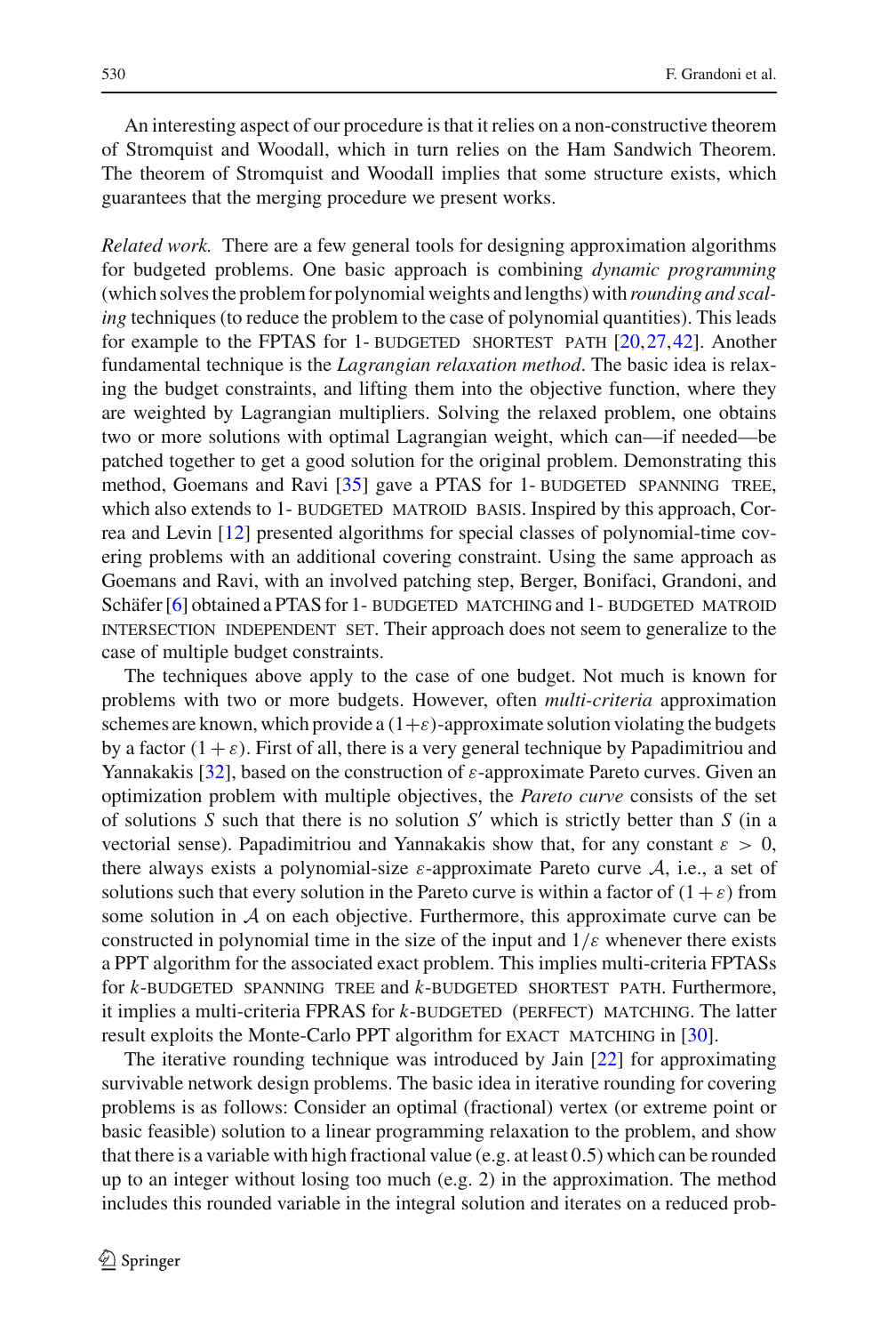An interesting aspect of our procedure is that it relies on a non-constructive theorem of Stromquist and Woodall, which in turn relies on the Ham Sandwich Theorem. The theorem of Stromquist and Woodall implies that some structure exists, which guarantees that the merging procedure we present works.

*Related work.* There are a few general tools for designing approximation algorithms for budgeted problems. One basic approach is combining *dynamic programming* (which solves the problem for polynomial weights and lengths) with *rounding and scaling* techniques (to reduce the problem to the case of polynomial quantities). This leads for example to the FPTAS for 1- BUDGETED SHORTEST PATH [20,27,42]. Another fundamental technique is the *Lagrangian relaxation method*. The basic idea is relaxing the budget constraints, and lifting them into the objective function, where they are weighted by Lagrangian multipliers. Solving the relaxed problem, one obtains two or more solutions with optimal Lagrangian weight, which can—if needed—be patched together to get a good solution for the original problem. Demonstrating this method, Goemans and Ravi [35] gave a PTAS for 1- BUDGETED SPANNING TREE, which also extends to 1- BUDGETED MATROID BASIS. Inspired by this approach, Correa and Levin [12] presented algorithms for special classes of polynomial-time covering problems with an additional covering constraint. Using the same approach as Goemans and Ravi, with an involved patching step, Berger, Bonifaci, Grandoni, and Schäfer [6] obtained a PTAS for 1- BUDGETED MATCHING and 1- BUDGETED MATROID INTERSECTION INDEPENDENT SET. Their approach does not seem to generalize to the case of multiple budget constraints.

The techniques above apply to the case of one budget. Not much is known for problems with two or more budgets. However, often *multi-criteria* approximation schemes are known, which provide a $(1+\varepsilon)$-approximate solution violating the budgets by a factor $(1+\varepsilon)$. First of all, there is a very general technique by Papadimitriou and Yannakakis [32], based on the construction of $\varepsilon$-approximate Pareto curves. Given an optimization problem with multiple objectives, the *Pareto curve* consists of the set of solutions $S$ such that there is no solution $S'$ which is strictly better than $S$ (in a vectorial sense). Papadimitriou and Yannakakis show that, for any constant $\varepsilon > 0$, there always exists a polynomial-size $\varepsilon$-approximate Pareto curve $\mathcal{A}$, i.e., a set of solutions such that every solution in the Pareto curve is within a factor of $(1+\varepsilon)$ from some solution in $\mathcal{A}$ on each objective. Furthermore, this approximate curve can be constructed in polynomial time in the size of the input and $1/\varepsilon$ whenever there exists a PPT algorithm for the associated exact problem. This implies multi-criteria FPTASs for $k$-BUDGETED SPANNING TREE and $k$-BUDGETED SHORTEST PATH. Furthermore, it implies a multi-criteria FPRAS for $k$-BUDGETED (PERFECT) MATCHING. The latter result exploits the Monte-Carlo PPT algorithm for EXACT MATCHING in [30].

The iterative rounding technique was introduced by Jain [22] for approximating survivable network design problems. The basic idea in iterative rounding for covering problems is as follows: Consider an optimal (fractional) vertex (or extreme point or basic feasible) solution to a linear programming relaxation to the problem, and show that there is a variable with high fractional value (e.g. at least 0.5) which can be rounded up to an integer without losing too much (e.g. 2) in the approximation. The method includes this rounded variable in the integral solution and iterates on a reduced prob-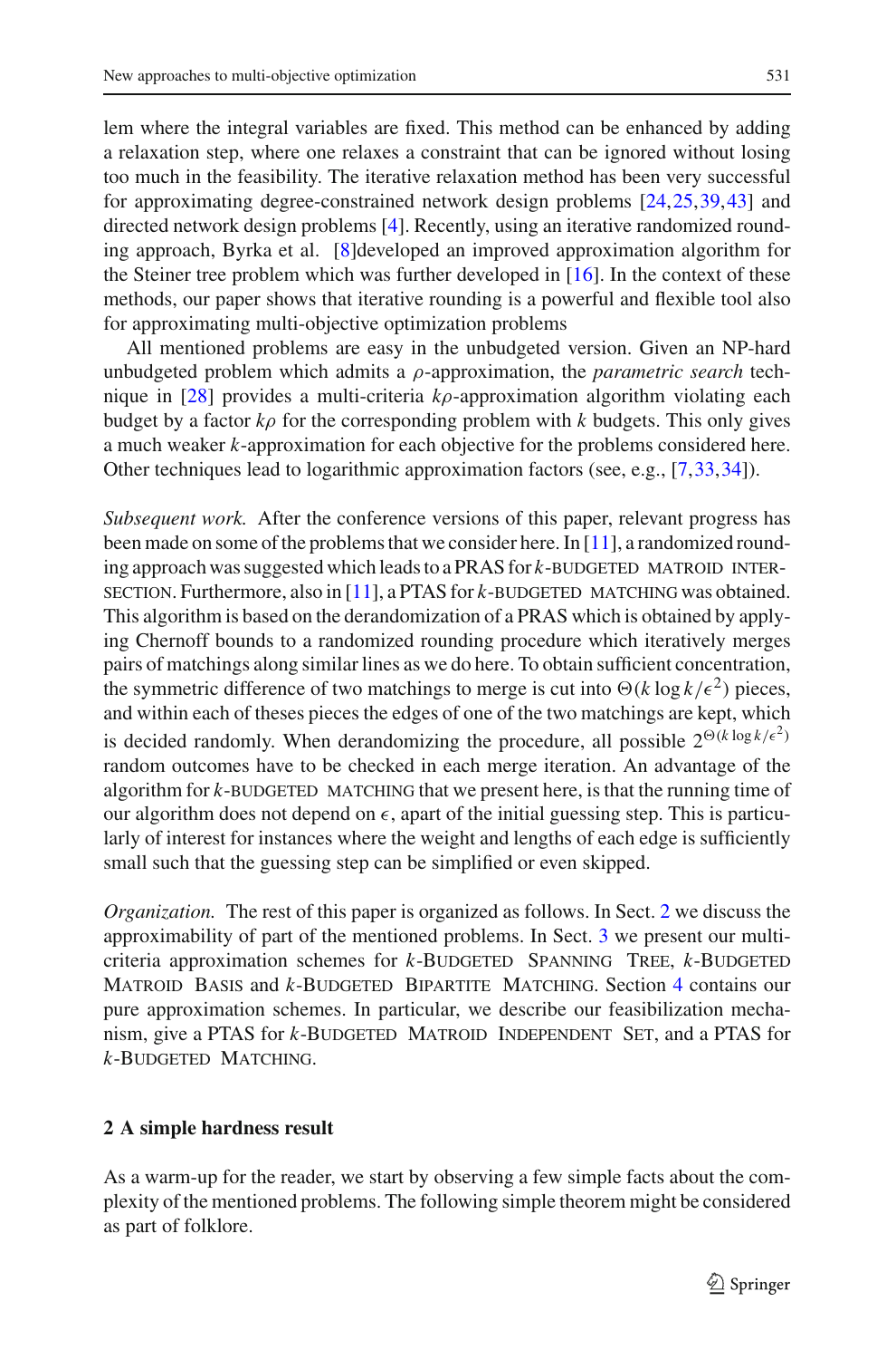lem where the integral variables are fixed. This method can be enhanced by adding a relaxation step, where one relaxes a constraint that can be ignored without losing too much in the feasibility. The iterative relaxation method has been very successful for approximating degree-constrained network design problems [24,25,39,43] and directed network design problems [4]. Recently, using an iterative randomized rounding approach, Byrka et al. [8]developed an improved approximation algorithm for the Steiner tree problem which was further developed in [16]. In the context of these methods, our paper shows that iterative rounding is a powerful and flexible tool also for approximating multi-objective optimization problems

All mentioned problems are easy in the unbudgeted version. Given an NP-hard unbudgeted problem which admits a $\rho$-approximation, the *parametric search* technique in [28] provides a multi-criteria $k\rho$-approximation algorithm violating each budget by a factor $k\rho$ for the corresponding problem with $k$ budgets. This only gives a much weaker $k$-approximation for each objective for the problems considered here. Other techniques lead to logarithmic approximation factors (see, e.g., [7,33,34]).

*Subsequent work.* After the conference versions of this paper, relevant progress has been made on some of the problems that we consider here. In [11], a randomized rounding approach was suggested which leads to a PRAS for $k$-BUDGETED MATROID INTERSECTION. Furthermore, also in [11], a PTAS for $k$-BUDGETED MATCHING was obtained. This algorithm is based on the derandomization of a PRAS which is obtained by applying Chernoff bounds to a randomized rounding procedure which iteratively merges pairs of matchings along similar lines as we do here. To obtain sufficient concentration, the symmetric difference of two matchings to merge is cut into $\Theta(k \log k/\epsilon^2)$ pieces, and within each of theses pieces the edges of one of the two matchings are kept, which is decided randomly. When derandomizing the procedure, all possible $2^{\Theta(k \log k/\epsilon^2)}$ random outcomes have to be checked in each merge iteration. An advantage of the algorithm for $k$-BUDGETED MATCHING that we present here, is that the running time of our algorithm does not depend on $\epsilon$, apart of the initial guessing step. This is particularly of interest for instances where the weight and lengths of each edge is sufficiently small such that the guessing step can be simplified or even skipped.

*Organization.* The rest of this paper is organized as follows. In Sect. 2 we discuss the approximability of part of the mentioned problems. In Sect. 3 we present our multi-criteria approximation schemes for $k$-BUDGETED SPANNING TREE, $k$-BUDGETED MATROID BASIS and $k$-BUDGETED BIPARTITE MATCHING. Section 4 contains our pure approximation schemes. In particular, we describe our feasibilization mechanism, give a PTAS for $k$-BUDGETED MATROID INDEPENDENT SET, and a PTAS for $k$-BUDGETED MATCHING.

## 2 A simple hardness result

As a warm-up for the reader, we start by observing a few simple facts about the complexity of the mentioned problems. The following simple theorem might be considered as part of folklore.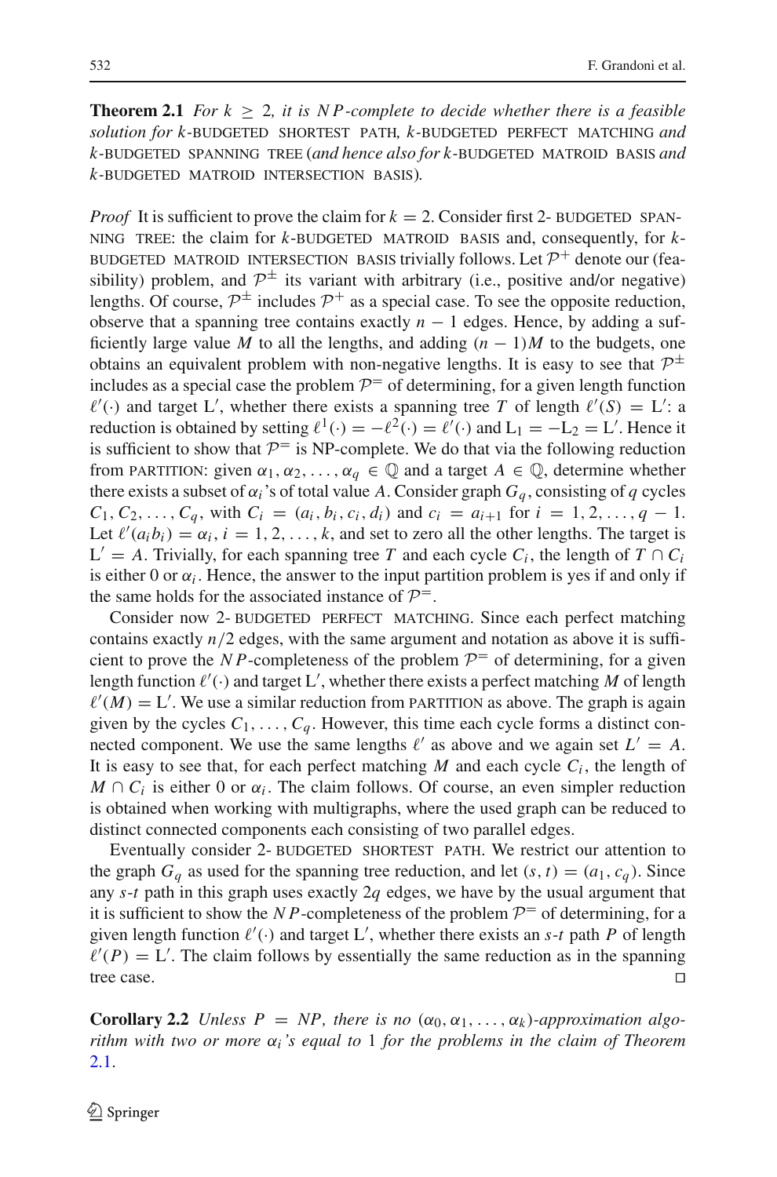**Theorem 2.1** *For $k \geq 2$, it is $NP$-complete to decide whether there is a feasible solution for $k$-*BUDGETED SHORTEST PATH*, $k$-*BUDGETED PERFECT MATCHING *and $k$-*BUDGETED SPANNING TREE *(and hence also for $k$-*BUDGETED MATROID BASIS *and $k$-*BUDGETED MATROID INTERSECTION BASIS*).*

*Proof* It is sufficient to prove the claim for $k = 2$. Consider first 2- BUDGETED SPANNING TREE: the claim for $k$-BUDGETED MATROID BASIS and, consequently, for $k$-BUDGETED MATROID INTERSECTION BASIS trivially follows. Let $\mathcal{P}^{+}$ denote our (feasibility) problem, and $\mathcal{P}^{\pm}$ its variant with arbitrary (i.e., positive and/or negative) lengths. Of course, $\mathcal{P}^{\pm}$ includes $\mathcal{P}^{+}$ as a special case. To see the opposite reduction, observe that a spanning tree contains exactly $n-1$ edges. Hence, by adding a sufficiently large value $M$ to all the lengths, and adding $(n-1)M$ to the budgets, one obtains an equivalent problem with non-negative lengths. It is easy to see that $\mathcal{P}^{\pm}$ includes as a special case the problem $\mathcal{P}^{=}$ of determining, for a given length function $\ell'(\cdot)$ and target $\mathrm{L}'$, whether there exists a spanning tree $T$ of length $\ell'(S) = \mathrm{L}'$: a reduction is obtained by setting $\ell^1(\cdot) = -\ell^2(\cdot) = \ell'(\cdot)$ and $\mathrm{L}_1 = -\mathrm{L}_2 = \mathrm{L}'$. Hence it is sufficient to show that $\mathcal{P}^{=}$ is NP-complete. We do that via the following reduction from PARTITION: given $\alpha_1, \alpha_2, \ldots, \alpha_q \in \mathbb{Q}$ and a target $A \in \mathbb{Q}$, determine whether there exists a subset of $\alpha_i$'s of total value $A$. Consider graph $G_q$, consisting of $q$ cycles $C_1, C_2, \ldots, C_q$, with $C_i = (a_i, b_i, c_i, d_i)$ and $c_i = a_{i+1}$ for $i = 1, 2, \ldots, q-1$. Let $\ell'(a_i b_i) = \alpha_i$, $i = 1, 2, \ldots, k$, and set to zero all the other lengths. The target is $\mathrm{L}' = A$. Trivially, for each spanning tree $T$ and each cycle $C_i$, the length of $T \cap C_i$ is either 0 or $\alpha_i$. Hence, the answer to the input partition problem is yes if and only if the same holds for the associated instance of $\mathcal{P}^{=}$.

Consider now 2- BUDGETED PERFECT MATCHING. Since each perfect matching contains exactly $n/2$ edges, with the same argument and notation as above it is sufficient to prove the $NP$-completeness of the problem $\mathcal{P}^{=}$ of determining, for a given length function $\ell'(\cdot)$ and target $\mathrm{L}'$, whether there exists a perfect matching $M$ of length $\ell'(M) = \mathrm{L}'$. We use a similar reduction from PARTITION as above. The graph is again given by the cycles $C_1, \ldots, C_q$. However, this time each cycle forms a distinct connected component. We use the same lengths $\ell'$ as above and we again set $L' = A$. It is easy to see that, for each perfect matching $M$ and each cycle $C_i$, the length of $M \cap C_i$ is either 0 or $\alpha_i$. The claim follows. Of course, an even simpler reduction is obtained when working with multigraphs, where the used graph can be reduced to distinct connected components each consisting of two parallel edges.

Eventually consider 2- BUDGETED SHORTEST PATH. We restrict our attention to the graph $G_q$ as used for the spanning tree reduction, and let $(s, t) = (a_1, c_q)$. Since any $s$-$t$ path in this graph uses exactly $2q$ edges, we have by the usual argument that it is sufficient to show the $NP$-completeness of the problem $\mathcal{P}^{=}$ of determining, for a given length function $\ell'(\cdot)$ and target $\mathrm{L}'$, whether there exists an $s$-$t$ path $P$ of length $\ell'(P) = \mathrm{L}'$. The claim follows by essentially the same reduction as in the spanning tree case. ◻

**Corollary 2.2** *Unless $P = NP$, there is no $(\alpha_0, \alpha_1, \ldots, \alpha_k)$-approximation algorithm with two or more $\alpha_i$'s equal to 1 for the problems in the claim of Theorem 2.1.*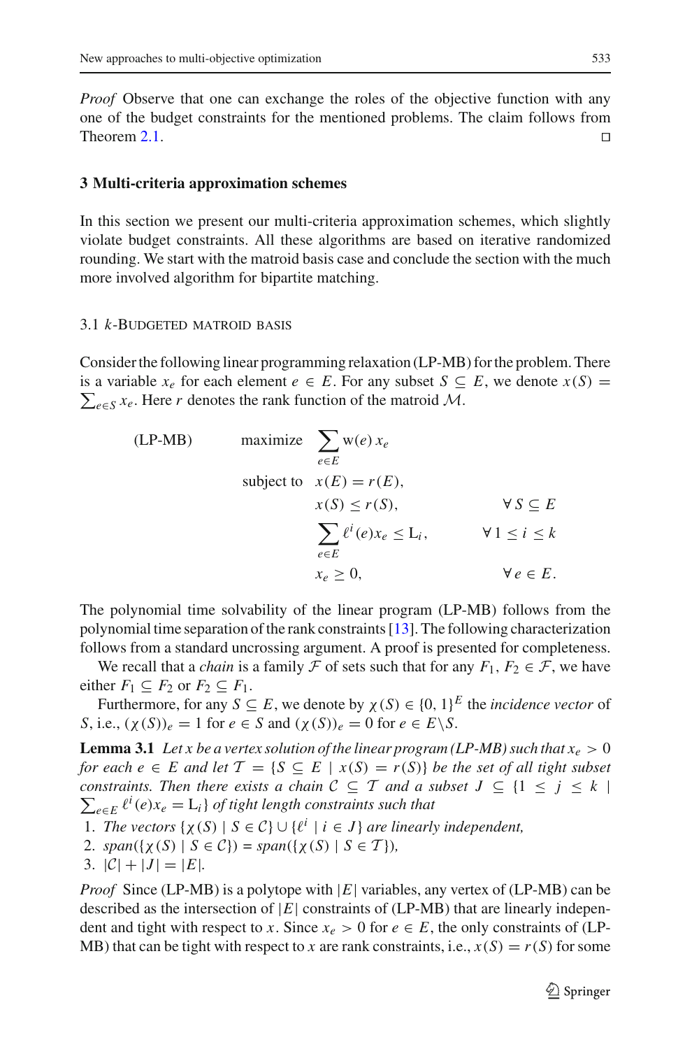*Proof* Observe that one can exchange the roles of the objective function with any one of the budget constraints for the mentioned problems. The claim follows from Theorem 2.1. □

## 3 Multi-criteria approximation schemes

In this section we present our multi-criteria approximation schemes, which slightly violate budget constraints. All these algorithms are based on iterative randomized rounding. We start with the matroid basis case and conclude the section with the much more involved algorithm for bipartite matching.

### 3.1 $k$-Budgeted matroid basis

Consider the following linear programming relaxation (LP-MB) for the problem. There is a variable $x_e$ for each element $e \in E$. For any subset $S \subseteq E$, we denote $x(S) = \sum_{e \in S} x_e$. Here $r$ denotes the rank function of the matroid $\mathcal{M}$.

$$
\begin{aligned}
\text{(LP-MB)} \qquad \text{maximize} \quad & \sum_{e \in E} \mathrm{w}(e)\, x_e \\
\text{subject to} \quad & x(E) = r(E), \\
& x(S) \leq r(S), && \forall\, S \subseteq E \\
& \sum_{e \in E} \ell^i(e) x_e \leq \mathrm{L}_i, && \forall\, 1 \leq i \leq k \\
& x_e \geq 0, && \forall\, e \in E.
\end{aligned}
$$

The polynomial time solvability of the linear program (LP-MB) follows from the polynomial time separation of the rank constraints [13]. The following characterization follows from a standard uncrossing argument. A proof is presented for completeness.

We recall that a *chain* is a family $\mathcal{F}$ of sets such that for any $F_1, F_2 \in \mathcal{F}$, we have either $F_1 \subseteq F_2$ or $F_2 \subseteq F_1$.

Furthermore, for any $S \subseteq E$, we denote by $\chi(S) \in \{0, 1\}^E$ the *incidence vector* of $S$, i.e., $(\chi(S))_e = 1$ for $e \in S$ and $(\chi(S))_e = 0$ for $e \in E \backslash S$.

**Lemma 3.1** *Let $x$ be a vertex solution of the linear program (LP-MB) such that $x_e > 0$ for each $e \in E$ and let $\mathcal{T} = \{S \subseteq E \mid x(S) = r(S)\}$ be the set of all tight subset constraints. Then there exists a chain $\mathcal{C} \subseteq \mathcal{T}$ and a subset $J \subseteq \{1 \leq j \leq k \mid \sum_{e \in E} \ell^i(e) x_e = \mathrm{L}_i\}$ of tight length constraints such that*

1. *The vectors $\{\chi(S) \mid S \in \mathcal{C}\} \cup \{\ell^i \mid i \in J\}$ are linearly independent,*
2. *$span(\{\chi(S) \mid S \in \mathcal{C}\}) = span(\{\chi(S) \mid S \in \mathcal{T}\})$,*
3. *$|\mathcal{C}| + |J| = |E|$.*

*Proof* Since (LP-MB) is a polytope with $|E|$ variables, any vertex of (LP-MB) can be described as the intersection of $|E|$ constraints of (LP-MB) that are linearly independent and tight with respect to $x$. Since $x_e > 0$ for $e \in E$, the only constraints of (LP-MB) that can be tight with respect to $x$ are rank constraints, i.e., $x(S) = r(S)$ for some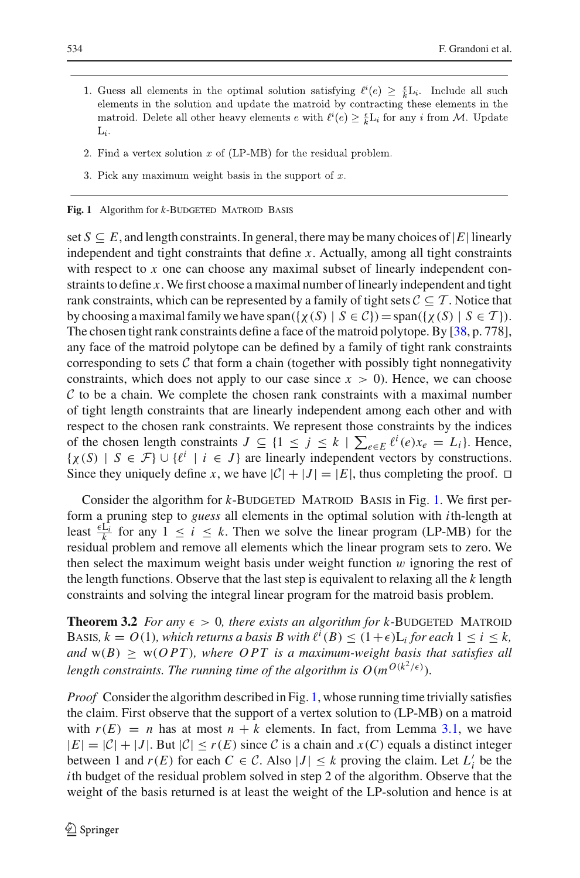1. Guess all elements in the optimal solution satisfying $\ell^i(e) \geq \frac{\epsilon}{k}\mathrm{L}_i$. Include all such elements in the solution and update the matroid by contracting these elements in the matroid. Delete all other heavy elements $e$ with $\ell^i(e) \geq \frac{\epsilon}{k}\mathrm{L}_i$ for any $i$ from $\mathcal{M}$. Update $\mathrm{L}_i$.
2. Find a vertex solution $x$ of (LP-MB) for the residual problem.
3. Pick any maximum weight basis in the support of $x$.

**Fig. 1** Algorithm for $k$-BUDGETED MATROID BASIS

set $S \subseteq E$, and length constraints. In general, there may be many choices of $|E|$ linearly independent and tight constraints that define $x$. Actually, among all tight constraints with respect to $x$ one can choose any maximal subset of linearly independent constraints to define $x$. We first choose a maximal number of linearly independent and tight rank constraints, which can be represented by a family of tight sets $\mathcal{C} \subseteq \mathcal{T}$. Notice that by choosing a maximal family we have $\mathrm{span}(\{\chi(S) \mid S \in \mathcal{C}\}) = \mathrm{span}(\{\chi(S) \mid S \in \mathcal{T}\})$. The chosen tight rank constraints define a face of the matroid polytope. By [38, p. 778], any face of the matroid polytope can be defined by a family of tight rank constraints corresponding to sets $\mathcal{C}$ that form a chain (together with possibly tight nonnegativity constraints, which does not apply to our case since $x > 0$). Hence, we can choose $\mathcal{C}$ to be a chain. We complete the chosen rank constraints with a maximal number of tight length constraints that are linearly independent among each other and with respect to the chosen rank constraints. We represent those constraints by the indices of the chosen length constraints $J \subseteq \{1 \leq j \leq k \mid \sum_{e\in E} \ell^i(e)x_e = L_i\}$. Hence, $\{\chi(S) \mid S \in \mathcal{F}\} \cup \{\ell^i \mid i \in J\}$ are linearly independent vectors by constructions. Since they uniquely define $x$, we have $|\mathcal{C}| + |J| = |E|$, thus completing the proof. $\square$

Consider the algorithm for $k$-BUDGETED MATROID BASIS in Fig. 1. We first perform a pruning step to *guess* all elements in the optimal solution with $i$th-length at least $\frac{\epsilon \mathrm{L}_i}{k}$ for any $1 \leq i \leq k$. Then we solve the linear program (LP-MB) for the residual problem and remove all elements which the linear program sets to zero. We then select the maximum weight basis under weight function $w$ ignoring the rest of the length functions. Observe that the last step is equivalent to relaxing all the $k$ length constraints and solving the integral linear program for the matroid basis problem.

**Theorem 3.2** *For any $\epsilon > 0$, there exists an algorithm for $k$-BUDGETED MATROID BASIS, $k = O(1)$, which returns a basis $B$ with $\ell^i(B) \leq (1+\epsilon)\mathrm{L}_i$ for each $1 \leq i \leq k$, and $\mathrm{w}(B) \geq \mathrm{w}(OPT)$, where $OPT$ is a maximum-weight basis that satisfies all length constraints. The running time of the algorithm is $O(m^{O(k^2/\epsilon)})$.*

*Proof* Consider the algorithm described in Fig. 1, whose running time trivially satisfies the claim. First observe that the support of a vertex solution to (LP-MB) on a matroid with $r(E) = n$ has at most $n + k$ elements. In fact, from Lemma 3.1, we have $|E| = |\mathcal{C}| + |J|$. But $|\mathcal{C}| \leq r(E)$ since $\mathcal{C}$ is a chain and $x(C)$ equals a distinct integer between 1 and $r(E)$ for each $C \in \mathcal{C}$. Also $|J| \leq k$ proving the claim. Let $L_i'$ be the $i$th budget of the residual problem solved in step 2 of the algorithm. Observe that the weight of the basis returned is at least the weight of the LP-solution and hence is at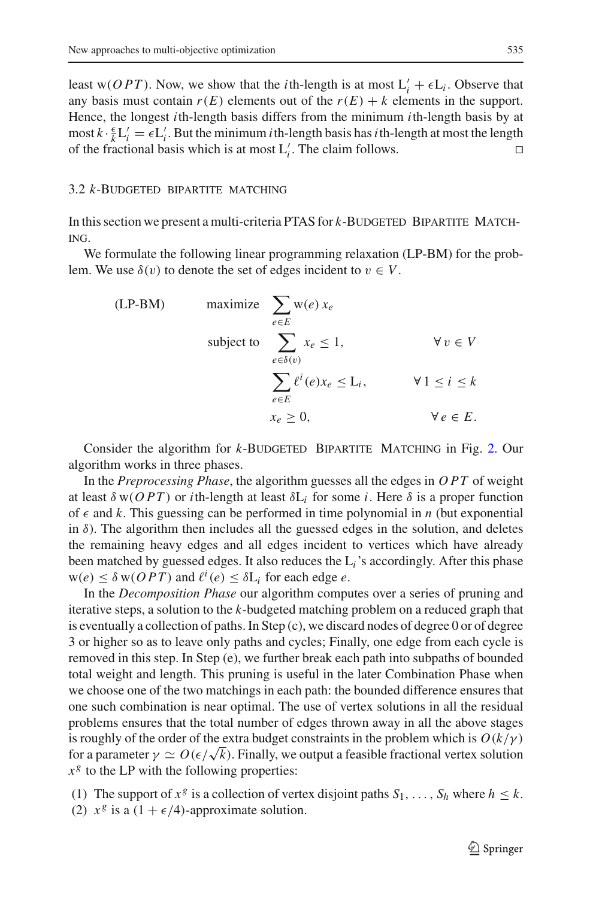least $\mathrm{w}(OPT)$. Now, we show that the $i$th-length is at most $\mathrm{L}_i' + \epsilon \mathrm{L}_i$. Observe that any basis must contain $r(E)$ elements out of the $r(E) + k$ elements in the support. Hence, the longest $i$th-length basis differs from the minimum $i$th-length basis by at most $k \cdot \frac{\epsilon}{k} \mathrm{L}_i' = \epsilon \mathrm{L}_i'$. But the minimum $i$th-length basis has $i$th-length at most the length of the fractional basis which is at most $\mathrm{L}_i'$. The claim follows. □

### 3.2 $k$-Budgeted bipartite matching

In this section we present a multi-criteria PTAS for $k$-Budgeted Bipartite Matching.

We formulate the following linear programming relaxation (LP-BM) for the problem. We use $\delta(v)$ to denote the set of edges incident to $v \in V$.

$$
\text{(LP-BM)} \qquad
\begin{aligned}
\text{maximize} \quad & \sum_{e \in E} \mathrm{w}(e)\, x_e & \\
\text{subject to} \quad & \sum_{e \in \delta(v)} x_e \leq 1, & \forall\, v \in V \\
& \sum_{e \in E} \ell^i(e) x_e \leq \mathrm{L}_i, & \forall\, 1 \leq i \leq k \\
& x_e \geq 0, & \forall\, e \in E.
\end{aligned}
$$

Consider the algorithm for $k$-Budgeted Bipartite Matching in Fig. 2. Our algorithm works in three phases.

In the *Preprocessing Phase*, the algorithm guesses all the edges in $OPT$ of weight at least $\delta\, \mathrm{w}(OPT)$ or $i$th-length at least $\delta \mathrm{L}_i$ for some $i$. Here $\delta$ is a proper function of $\epsilon$ and $k$. This guessing can be performed in time polynomial in $n$ (but exponential in $\delta$). The algorithm then includes all the guessed edges in the solution, and deletes the remaining heavy edges and all edges incident to vertices which have already been matched by guessed edges. It also reduces the $\mathrm{L}_i$'s accordingly. After this phase $\mathrm{w}(e) \leq \delta\, \mathrm{w}(OPT)$ and $\ell^i(e) \leq \delta \mathrm{L}_i$ for each edge $e$.

In the *Decomposition Phase* our algorithm computes over a series of pruning and iterative steps, a solution to the $k$-budgeted matching problem on a reduced graph that is eventually a collection of paths. In Step (c), we discard nodes of degree 0 or of degree 3 or higher so as to leave only paths and cycles; Finally, one edge from each cycle is removed in this step. In Step (e), we further break each path into subpaths of bounded total weight and length. This pruning is useful in the later Combination Phase when we choose one of the two matchings in each path: the bounded difference ensures that one such combination is near optimal. The use of vertex solutions in all the residual problems ensures that the total number of edges thrown away in all the above stages is roughly of the order of the extra budget constraints in the problem which is $O(k/\gamma)$ for a parameter $\gamma \simeq O(\epsilon/\sqrt{k})$. Finally, we output a feasible fractional vertex solution $x^g$ to the LP with the following properties:

(1) The support of $x^g$ is a collection of vertex disjoint paths $S_1, \ldots, S_h$ where $h \leq k$.
(2) $x^g$ is a $(1 + \epsilon/4)$-approximate solution.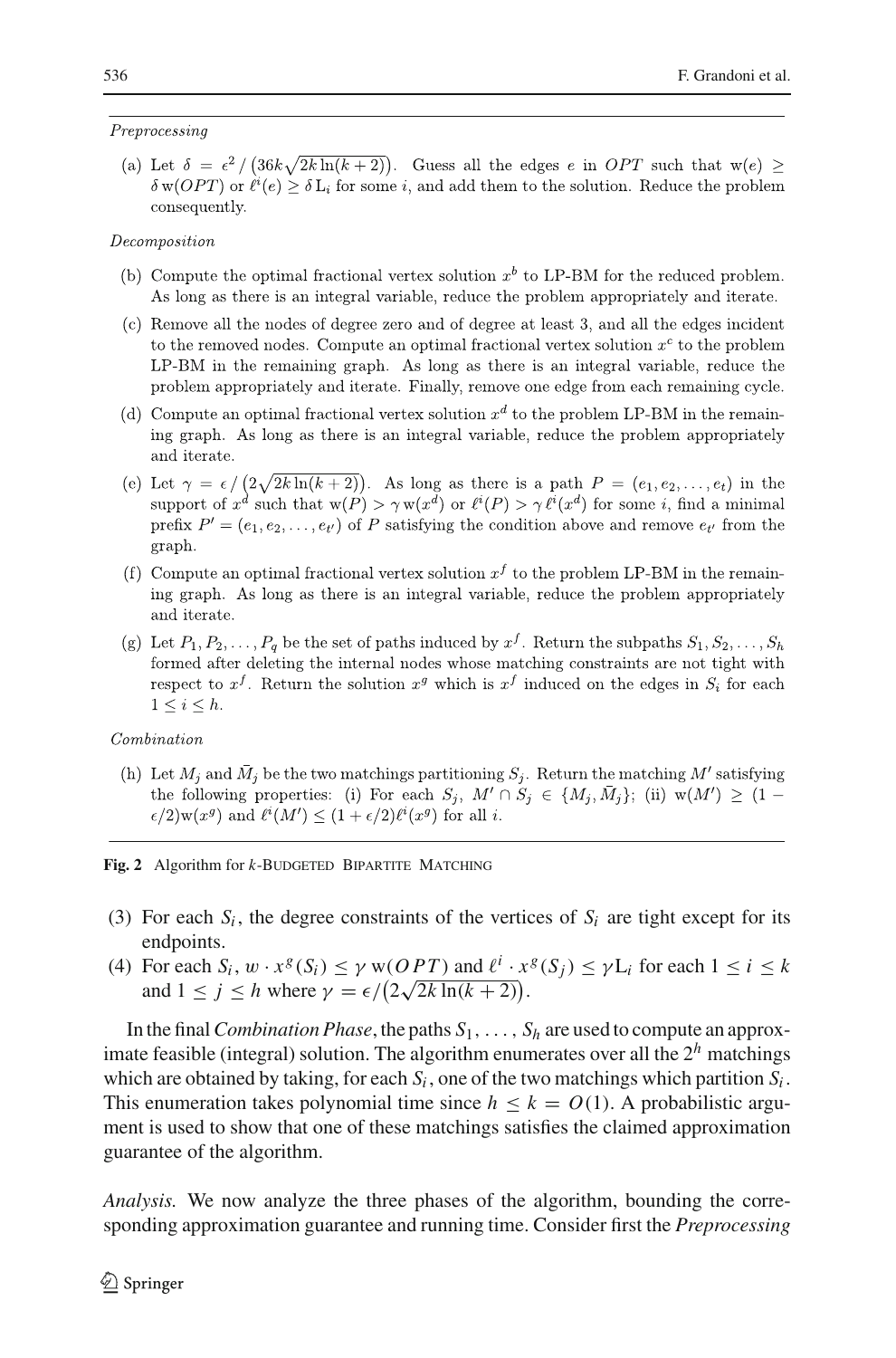*Preprocessing*

(a) Let $\delta = \epsilon^2 / \left(36k\sqrt{2k\ln(k+2)}\right)$. Guess all the edges $e$ in $OPT$ such that $\mathrm{w}(e) \geq \delta\,\mathrm{w}(OPT)$ or $\ell^i(e) \geq \delta\,\mathrm{L}_i$ for some $i$, and add them to the solution. Reduce the problem consequently.

*Decomposition*

(b) Compute the optimal fractional vertex solution $x^b$ to LP-BM for the reduced problem. As long as there is an integral variable, reduce the problem appropriately and iterate.

(c) Remove all the nodes of degree zero and of degree at least 3, and all the edges incident to the removed nodes. Compute an optimal fractional vertex solution $x^c$ to the problem LP-BM in the remaining graph. As long as there is an integral variable, reduce the problem appropriately and iterate. Finally, remove one edge from each remaining cycle.

(d) Compute an optimal fractional vertex solution $x^d$ to the problem LP-BM in the remaining graph. As long as there is an integral variable, reduce the problem appropriately and iterate.

(e) Let $\gamma = \epsilon / \left(2\sqrt{2k\ln(k+2)}\right)$. As long as there is a path $P = (e_1, e_2, \ldots, e_t)$ in the support of $x^d$ such that $\mathrm{w}(P) > \gamma\,\mathrm{w}(x^d)$ or $\ell^i(P) > \gamma\,\ell^i(x^d)$ for some $i$, find a minimal prefix $P' = (e_1, e_2, \ldots, e_{t'})$ of $P$ satisfying the condition above and remove $e_{t'}$ from the graph.

(f) Compute an optimal fractional vertex solution $x^f$ to the problem LP-BM in the remaining graph. As long as there is an integral variable, reduce the problem appropriately and iterate.

(g) Let $P_1, P_2, \ldots, P_q$ be the set of paths induced by $x^f$. Return the subpaths $S_1, S_2, \ldots, S_h$ formed after deleting the internal nodes whose matching constraints are not tight with respect to $x^f$. Return the solution $x^g$ which is $x^f$ induced on the edges in $S_i$ for each $1 \leq i \leq h$.

*Combination*

(h) Let $M_j$ and $\bar{M}_j$ be the two matchings partitioning $S_j$. Return the matching $M'$ satisfying the following properties: (i) For each $S_j$, $M' \cap S_j \in \{M_j, \bar{M}_j\}$; (ii) $\mathrm{w}(M') \geq (1 - \epsilon/2)\mathrm{w}(x^g)$ and $\ell^i(M') \leq (1 + \epsilon/2)\ell^i(x^g)$ for all $i$.

**Fig. 2** Algorithm for $k$-Budgeted Bipartite Matching

(3) For each $S_i$, the degree constraints of the vertices of $S_i$ are tight except for its endpoints.

(4) For each $S_i$, $w \cdot x^g(S_i) \leq \gamma\,\mathrm{w}(OPT)$ and $\ell^i \cdot x^g(S_j) \leq \gamma \mathrm{L}_i$ for each $1 \leq i \leq k$ and $1 \leq j \leq h$ where $\gamma = \epsilon/\left(2\sqrt{2k\ln(k+2)}\right)$.

In the final *Combination Phase*, the paths $S_1, \ldots, S_h$ are used to compute an approximate feasible (integral) solution. The algorithm enumerates over all the $2^h$ matchings which are obtained by taking, for each $S_i$, one of the two matchings which partition $S_i$. This enumeration takes polynomial time since $h \leq k = O(1)$. A probabilistic argument is used to show that one of these matchings satisfies the claimed approximation guarantee of the algorithm.

*Analysis.* We now analyze the three phases of the algorithm, bounding the corresponding approximation guarantee and running time. Consider first the *Preprocessing*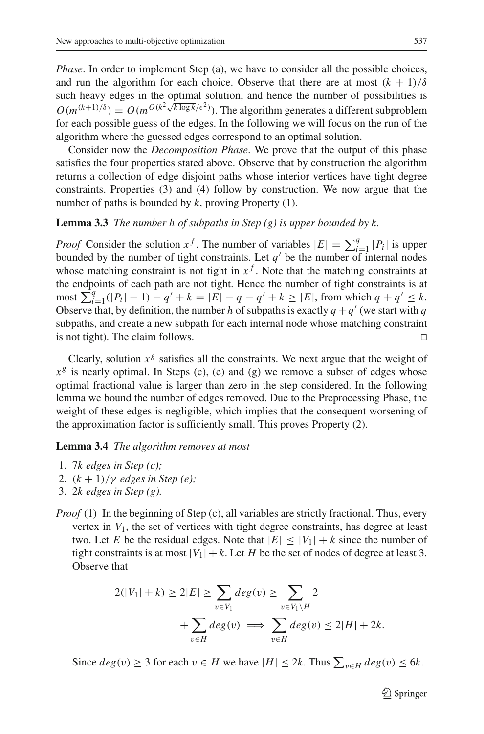*Phase*. In order to implement Step (a), we have to consider all the possible choices, and run the algorithm for each choice. Observe that there are at most $(k+1)/\delta$ such heavy edges in the optimal solution, and hence the number of possibilities is $O(m^{(k+1)/\delta}) = O(m^{O(k^2\sqrt{k \log k}/\epsilon^2)})$. The algorithm generates a different subproblem for each possible guess of the edges. In the following we will focus on the run of the algorithm where the guessed edges correspond to an optimal solution.

Consider now the *Decomposition Phase*. We prove that the output of this phase satisfies the four properties stated above. Observe that by construction the algorithm returns a collection of edge disjoint paths whose interior vertices have tight degree constraints. Properties (3) and (4) follow by construction. We now argue that the number of paths is bounded by $k$, proving Property (1).

**Lemma 3.3** *The number h of subpaths in Step (g) is upper bounded by k.*

*Proof* Consider the solution $x^f$. The number of variables $|E| = \sum_{i=1}^{q} |P_i|$ is upper bounded by the number of tight constraints. Let $q'$ be the number of internal nodes whose matching constraint is not tight in $x^f$. Note that the matching constraints at the endpoints of each path are not tight. Hence the number of tight constraints is at most $\sum_{i=1}^{q}(|P_i| - 1) - q' + k = |E| - q - q' + k \geq |E|$, from which $q + q' \leq k$. Observe that, by definition, the number $h$ of subpaths is exactly $q + q'$ (we start with $q$ subpaths, and create a new subpath for each internal node whose matching constraint is not tight). The claim follows. □

Clearly, solution $x^g$ satisfies all the constraints. We next argue that the weight of $x^g$ is nearly optimal. In Steps (c), (e) and (g) we remove a subset of edges whose optimal fractional value is larger than zero in the step considered. In the following lemma we bound the number of edges removed. Due to the Preprocessing Phase, the weight of these edges is negligible, which implies that the consequent worsening of the approximation factor is sufficiently small. This proves Property (2).

**Lemma 3.4** *The algorithm removes at most*

1. $7k$ *edges in Step (c);*
2. $(k+1)/\gamma$ *edges in Step (e);*
3. $2k$ *edges in Step (g).*

*Proof* (1) In the beginning of Step (c), all variables are strictly fractional. Thus, every vertex in $V_1$, the set of vertices with tight degree constraints, has degree at least two. Let $E$ be the residual edges. Note that $|E| \leq |V_1| + k$ since the number of tight constraints is at most $|V_1| + k$. Let $H$ be the set of nodes of degree at least 3. Observe that

$$2(|V_1| + k) \geq 2|E| \geq \sum_{v \in V_1} deg(v) \geq \sum_{v \in V_1 \setminus H} 2 + \sum_{v \in H} deg(v) \implies \sum_{v \in H} deg(v) \leq 2|H| + 2k.$$

Since $deg(v) \geq 3$ for each $v \in H$ we have $|H| \leq 2k$. Thus $\sum_{v \in H} deg(v) \leq 6k$.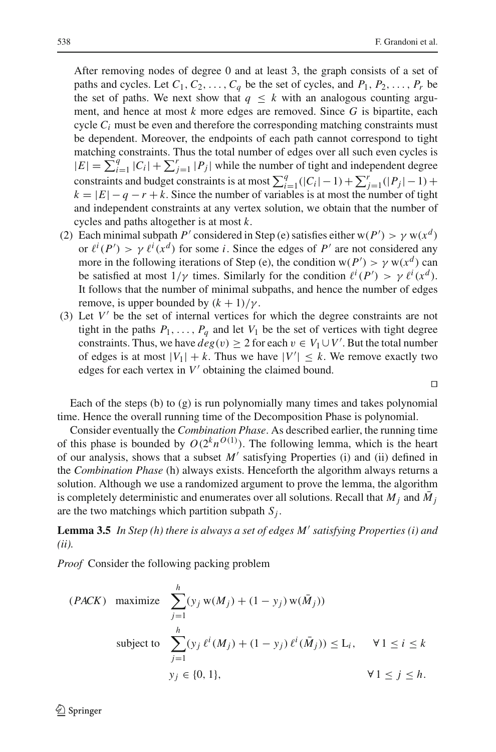After removing nodes of degree 0 and at least 3, the graph consists of a set of paths and cycles. Let $C_1, C_2, \ldots, C_q$ be the set of cycles, and $P_1, P_2, \ldots, P_r$ be the set of paths. We next show that $q \leq k$ with an analogous counting argument, and hence at most $k$ more edges are removed. Since $G$ is bipartite, each cycle $C_i$ must be even and therefore the corresponding matching constraints must be dependent. Moreover, the endpoints of each path cannot correspond to tight matching constraints. Thus the total number of edges over all such even cycles is $|E| = \sum_{i=1}^{q} |C_i| + \sum_{j=1}^{r} |P_j|$ while the number of tight and independent degree constraints and budget constraints is at most $\sum_{i=1}^{q}(|C_i|-1) + \sum_{j=1}^{r}(|P_j|-1) + k = |E| - q - r + k$. Since the number of variables is at most the number of tight and independent constraints at any vertex solution, we obtain that the number of cycles and paths altogether is at most $k$.

(2) Each minimal subpath $P'$ considered in Step (e) satisfies either $\mathrm{w}(P') > \gamma\, \mathrm{w}(x^d)$ or $\ell^i(P') > \gamma\, \ell^i(x^d)$ for some $i$. Since the edges of $P'$ are not considered any more in the following iterations of Step (e), the condition $\mathrm{w}(P') > \gamma\, \mathrm{w}(x^d)$ can be satisfied at most $1/\gamma$ times. Similarly for the condition $\ell^i(P') > \gamma\, \ell^i(x^d)$. It follows that the number of minimal subpaths, and hence the number of edges remove, is upper bounded by $(k+1)/\gamma$.

(3) Let $V'$ be the set of internal vertices for which the degree constraints are not tight in the paths $P_1, \ldots, P_q$ and let $V_1$ be the set of vertices with tight degree constraints. Thus, we have $deg(v) \geq 2$ for each $v \in V_1 \cup V'$. But the total number of edges is at most $|V_1| + k$. Thus we have $|V'| \leq k$. We remove exactly two edges for each vertex in $V'$ obtaining the claimed bound.

□

Each of the steps (b) to (g) is run polynomially many times and takes polynomial time. Hence the overall running time of the Decomposition Phase is polynomial.

Consider eventually the *Combination Phase*. As described earlier, the running time of this phase is bounded by $O(2^k n^{O(1)})$. The following lemma, which is the heart of our analysis, shows that a subset $M'$ satisfying Properties (i) and (ii) defined in the *Combination Phase* (h) always exists. Henceforth the algorithm always returns a solution. Although we use a randomized argument to prove the lemma, the algorithm is completely deterministic and enumerates over all solutions. Recall that $M_j$ and $\bar{M}_j$ are the two matchings which partition subpath $S_j$.

**Lemma 3.5** *In Step (h) there is always a set of edges $M'$ satisfying Properties (i) and (ii).*

*Proof* Consider the following packing problem

$$
\begin{aligned}
(PACK) \quad \text{maximize} \quad & \sum_{j=1}^{h} (y_j\, \mathrm{w}(M_j) + (1-y_j)\, \mathrm{w}(\bar{M}_j)) \\
\text{subject to} \quad & \sum_{j=1}^{h} (y_j\, \ell^i(M_j) + (1-y_j)\, \ell^i(\bar{M}_j)) \leq \mathrm{L}_i, \qquad \forall\, 1 \leq i \leq k \\
& y_j \in \{0,1\}, \qquad \forall\, 1 \leq j \leq h.
\end{aligned}
$$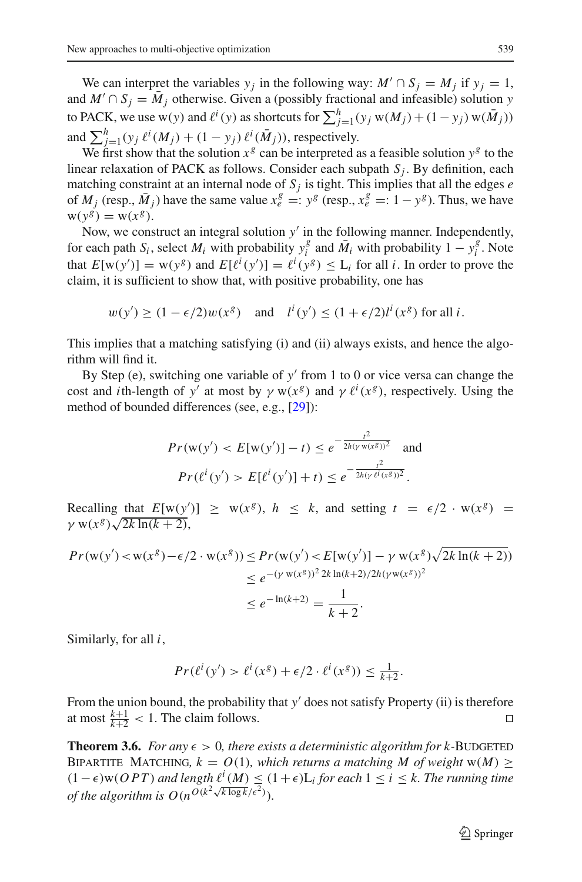We can interpret the variables $y_j$ in the following way: $M' \cap S_j = M_j$ if $y_j = 1$, and $M' \cap S_j = \bar{M}_j$ otherwise. Given a (possibly fractional and infeasible) solution $y$ to PACK, we use $\mathrm{w}(y)$ and $\ell^i(y)$ as shortcuts for $\sum_{j=1}^{h}(y_j \,\mathrm{w}(M_j) + (1-y_j)\,\mathrm{w}(\bar{M}_j))$ and $\sum_{j=1}^{h}(y_j \,\ell^i(M_j) + (1-y_j)\,\ell^i(\bar{M}_j))$, respectively.

We first show that the solution $x^g$ can be interpreted as a feasible solution $y^g$ to the linear relaxation of PACK as follows. Consider each subpath $S_j$. By definition, each matching constraint at an internal node of $S_j$ is tight. This implies that all the edges $e$ of $M_j$ (resp., $\bar{M}_j$) have the same value $x_e^g =: y^g$ (resp., $x_e^g =: 1 - y^g$). Thus, we have $\mathrm{w}(y^g) = \mathrm{w}(x^g)$.

Now, we construct an integral solution $y'$ in the following manner. Independently, for each path $S_i$, select $M_i$ with probability $y_i^g$ and $\bar{M}_i$ with probability $1 - y_i^g$. Note that $E[\mathrm{w}(y')] = \mathrm{w}(y^g)$ and $E[\ell^i(y')] = \ell^i(y^g) \le \mathrm{L}_i$ for all $i$. In order to prove the claim, it is sufficient to show that, with positive probability, one has

$$w(y') \ge (1-\epsilon/2)w(x^g) \quad \text{and} \quad l^i(y') \le (1+\epsilon/2)l^i(x^g) \text{ for all } i.$$

This implies that a matching satisfying (i) and (ii) always exists, and hence the algorithm will find it.

By Step (e), switching one variable of $y'$ from 1 to 0 or vice versa can change the cost and $i$th-length of $y'$ at most by $\gamma\,\mathrm{w}(x^g)$ and $\gamma\,\ell^i(x^g)$, respectively. Using the method of bounded differences (see, e.g., [29]):

$$Pr(\mathrm{w}(y') < E[\mathrm{w}(y')] - t) \le e^{-\frac{t^2}{2h(\gamma\,\mathrm{w}(x^g))^2}} \quad \text{and}$$
$$Pr(\ell^i(y') > E[\ell^i(y')] + t) \le e^{-\frac{t^2}{2h(\gamma\,\ell^i(x^g))^2}}.$$

Recalling that $E[\mathrm{w}(y')] \ge \mathrm{w}(x^g)$, $h \le k$, and setting $t = \epsilon/2 \cdot \mathrm{w}(x^g) = \gamma\,\mathrm{w}(x^g)\sqrt{2k\ln(k+2)}$,

$$\begin{aligned}
Pr(\mathrm{w}(y') < \mathrm{w}(x^g) - \epsilon/2 \cdot \mathrm{w}(x^g)) &\le Pr(\mathrm{w}(y') < E[\mathrm{w}(y')] - \gamma\,\mathrm{w}(x^g)\sqrt{2k\ln(k+2)}) \\
&\le e^{-(\gamma\,\mathrm{w}(x^g))^2\, 2k\ln(k+2)/2h(\gamma\,\mathrm{w}(x^g))^2} \\
&\le e^{-\ln(k+2)} = \frac{1}{k+2}.
\end{aligned}$$

Similarly, for all $i$,

$$Pr(\ell^i(y') > \ell^i(x^g) + \epsilon/2 \cdot \ell^i(x^g)) \le \tfrac{1}{k+2}.$$

From the union bound, the probability that $y'$ does not satisfy Property (ii) is therefore at most $\frac{k+1}{k+2} < 1$. The claim follows. □

**Theorem 3.6.** *For any $\epsilon > 0$, there exists a deterministic algorithm for $k$-*Budgeted Bipartite Matching*, $k = O(1)$, which returns a matching $M$ of weight $\mathrm{w}(M) \ge (1-\epsilon)\mathrm{w}(OPT)$ and length $\ell^i(M) \le (1+\epsilon)\mathrm{L}_i$ for each $1 \le i \le k$. The running time of the algorithm is $O(n^{O(k^2\sqrt{k\log k}/\epsilon^2)})$.*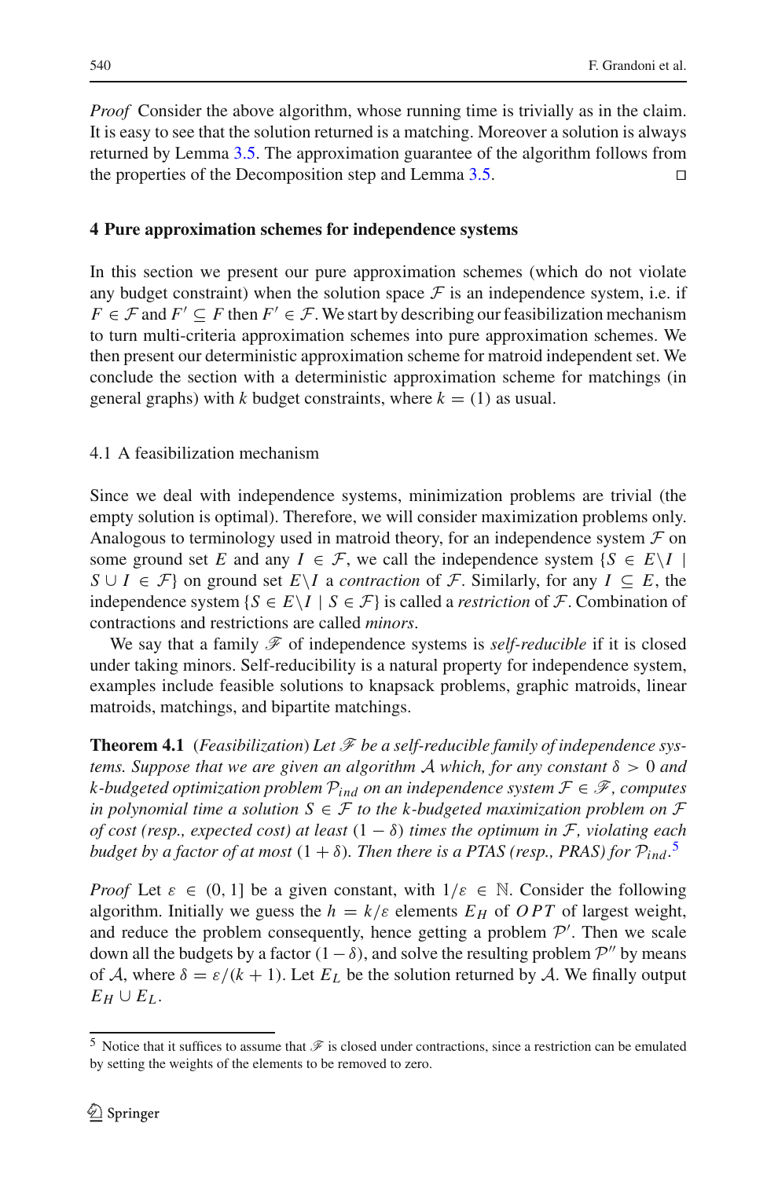*Proof* Consider the above algorithm, whose running time is trivially as in the claim. It is easy to see that the solution returned is a matching. Moreover a solution is always returned by Lemma 3.5. The approximation guarantee of the algorithm follows from the properties of the Decomposition step and Lemma 3.5. □

## 4 Pure approximation schemes for independence systems

In this section we present our pure approximation schemes (which do not violate any budget constraint) when the solution space $\mathcal{F}$ is an independence system, i.e. if $F \in \mathcal{F}$ and $F' \subseteq F$ then $F' \in \mathcal{F}$. We start by describing our feasibilization mechanism to turn multi-criteria approximation schemes into pure approximation schemes. We then present our deterministic approximation scheme for matroid independent set. We conclude the section with a deterministic approximation scheme for matchings (in general graphs) with $k$ budget constraints, where $k = (1)$ as usual.

### 4.1 A feasibilization mechanism

Since we deal with independence systems, minimization problems are trivial (the empty solution is optimal). Therefore, we will consider maximization problems only. Analogous to terminology used in matroid theory, for an independence system $\mathcal{F}$ on some ground set $E$ and any $I \in \mathcal{F}$, we call the independence system $\{S \in E \backslash I \mid S \cup I \in \mathcal{F}\}$ on ground set $E \backslash I$ a *contraction* of $\mathcal{F}$. Similarly, for any $I \subseteq E$, the independence system $\{S \in E \backslash I \mid S \in \mathcal{F}\}$ is called a *restriction* of $\mathcal{F}$. Combination of contractions and restrictions are called *minors*.

We say that a family $\mathscr{F}$ of independence systems is *self-reducible* if it is closed under taking minors. Self-reducibility is a natural property for independence system, examples include feasible solutions to knapsack problems, graphic matroids, linear matroids, matchings, and bipartite matchings.

**Theorem 4.1** (*Feasibilization*) *Let $\mathscr{F}$ be a self-reducible family of independence systems. Suppose that we are given an algorithm $\mathcal{A}$ which, for any constant $\delta > 0$ and $k$-budgeted optimization problem $\mathcal{P}_{ind}$ on an independence system $\mathcal{F} \in \mathscr{F}$, computes in polynomial time a solution $S \in \mathcal{F}$ to the $k$-budgeted maximization problem on $\mathcal{F}$ of cost (resp., expected cost) at least $(1 - \delta)$ times the optimum in $\mathcal{F}$, violating each budget by a factor of at most $(1 + \delta)$. Then there is a PTAS (resp., PRAS) for $\mathcal{P}_{ind}$.*[5]

*Proof* Let $\varepsilon \in (0, 1]$ be a given constant, with $1/\varepsilon \in \mathbb{N}$. Consider the following algorithm. Initially we guess the $h = k/\varepsilon$ elements $E_H$ of $OPT$ of largest weight, and reduce the problem consequently, hence getting a problem $\mathcal{P}'$. Then we scale down all the budgets by a factor $(1 - \delta)$, and solve the resulting problem $\mathcal{P}''$ by means of $\mathcal{A}$, where $\delta = \varepsilon/(k + 1)$. Let $E_L$ be the solution returned by $\mathcal{A}$. We finally output $E_H \cup E_L$.

[5] Notice that it suffices to assume that $\mathscr{F}$ is closed under contractions, since a restriction can be emulated by setting the weights of the elements to be removed to zero.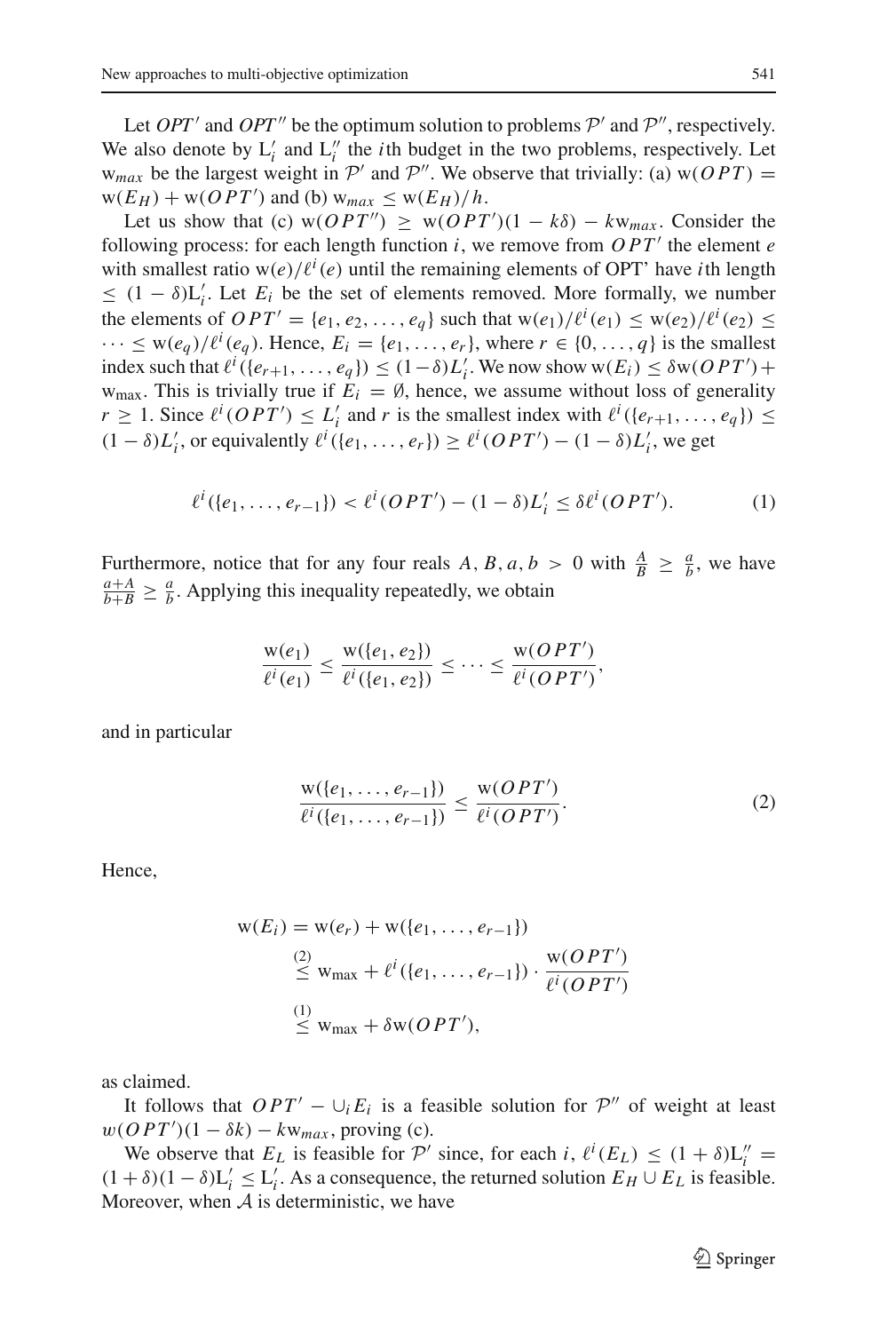Let $OPT'$ and $OPT''$ be the optimum solution to problems $\mathcal{P}'$ and $\mathcal{P}''$, respectively. We also denote by $\mathrm{L}_i'$ and $\mathrm{L}_i''$ the $i$th budget in the two problems, respectively. Let $\mathrm{w}_{max}$ be the largest weight in $\mathcal{P}'$ and $\mathcal{P}''$. We observe that trivially: (a) $\mathrm{w}(OPT) = \mathrm{w}(E_H) + \mathrm{w}(OPT')$ and (b) $\mathrm{w}_{max} \leq \mathrm{w}(E_H)/h$.

Let us show that (c) $\mathrm{w}(OPT'') \geq \mathrm{w}(OPT')(1 - k\delta) - k\mathrm{w}_{max}$. Consider the following process: for each length function $i$, we remove from $OPT'$ the element $e$ with smallest ratio $\mathrm{w}(e)/\ell^i(e)$ until the remaining elements of OPT' have $i$th length $\leq (1-\delta)\mathrm{L}_i'$. Let $E_i$ be the set of elements removed. More formally, we number the elements of $OPT' = \{e_1, e_2, \ldots, e_q\}$ such that $\mathrm{w}(e_1)/\ell^i(e_1) \leq \mathrm{w}(e_2)/\ell^i(e_2) \leq \cdots \leq \mathrm{w}(e_q)/\ell^i(e_q)$. Hence, $E_i = \{e_1, \ldots, e_r\}$, where $r \in \{0, \ldots, q\}$ is the smallest index such that $\ell^i(\{e_{r+1}, \ldots, e_q\}) \leq (1-\delta)L_i'$. We now show $\mathrm{w}(E_i) \leq \delta \mathrm{w}(OPT') + \mathrm{w}_{\max}$. This is trivially true if $E_i = \emptyset$, hence, we assume without loss of generality $r \geq 1$. Since $\ell^i(OPT') \leq L_i'$ and $r$ is the smallest index with $\ell^i(\{e_{r+1}, \ldots, e_q\}) \leq (1-\delta)L_i'$, or equivalently $\ell^i(\{e_1, \ldots, e_r\}) \geq \ell^i(OPT') - (1-\delta)L_i'$, we get

$$\ell^i(\{e_1, \ldots, e_{r-1}\}) < \ell^i(OPT') - (1-\delta)L_i' \leq \delta \ell^i(OPT'). \tag{1}$$

Furthermore, notice that for any four reals $A, B, a, b > 0$ with $\frac{A}{B} \geq \frac{a}{b}$, we have $\frac{a+A}{b+B} \geq \frac{a}{b}$. Applying this inequality repeatedly, we obtain

$$\frac{\mathrm{w}(e_1)}{\ell^i(e_1)} \leq \frac{\mathrm{w}(\{e_1, e_2\})}{\ell^i(\{e_1, e_2\})} \leq \cdots \leq \frac{\mathrm{w}(OPT')}{\ell^i(OPT')},$$

and in particular

$$\frac{\mathrm{w}(\{e_1, \ldots, e_{r-1}\})}{\ell^i(\{e_1, \ldots, e_{r-1}\})} \leq \frac{\mathrm{w}(OPT')}{\ell^i(OPT')}. \tag{2}$$

Hence,

$$\begin{aligned}
\mathrm{w}(E_i) &= \mathrm{w}(e_r) + \mathrm{w}(\{e_1, \ldots, e_{r-1}\}) \\
&\stackrel{(2)}{\leq} \mathrm{w}_{\max} + \ell^i(\{e_1, \ldots, e_{r-1}\}) \cdot \frac{\mathrm{w}(OPT')}{\ell^i(OPT')} \\
&\stackrel{(1)}{\leq} \mathrm{w}_{\max} + \delta \mathrm{w}(OPT'),
\end{aligned}$$

as claimed.

It follows that $OPT' - \cup_i E_i$ is a feasible solution for $\mathcal{P}''$ of weight at least $w(OPT')(1 - \delta k) - k\mathrm{w}_{max}$, proving (c).

We observe that $E_L$ is feasible for $\mathcal{P}'$ since, for each $i$, $\ell^i(E_L) \leq (1+\delta)\mathrm{L}_i'' = (1+\delta)(1-\delta)\mathrm{L}_i' \leq \mathrm{L}_i'$. As a consequence, the returned solution $E_H \cup E_L$ is feasible. Moreover, when $\mathcal{A}$ is deterministic, we have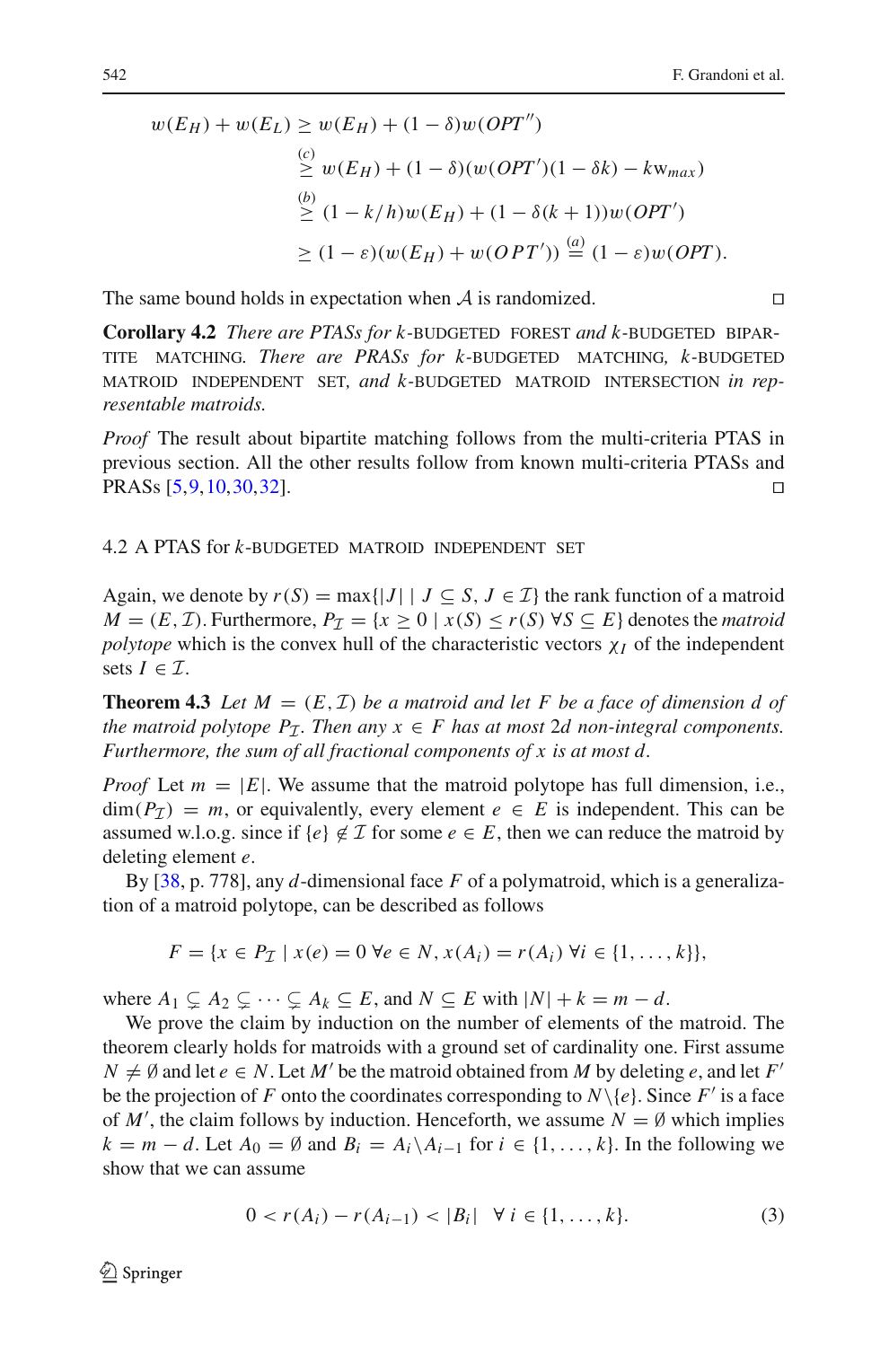$$
\begin{aligned}
w(E_H) + w(E_L) &\geq w(E_H) + (1-\delta)w(OPT'') \\
&\overset{(c)}{\geq} w(E_H) + (1-\delta)(w(OPT')(1-\delta k) - k\text{w}_{max}) \\
&\overset{(b)}{\geq} (1-k/h)w(E_H) + (1-\delta(k+1))w(OPT') \\
&\geq (1-\varepsilon)(w(E_H) + w(OPT')) \overset{(a)}{=} (1-\varepsilon)w(OPT).
\end{aligned}
$$

The same bound holds in expectation when $\mathcal{A}$ is randomized. □

**Corollary 4.2** *There are PTASs for $k$-*BUDGETED FOREST *and $k$-*BUDGETED BIPARTITE MATCHING. *There are PRASs for $k$-*BUDGETED MATCHING, *$k$-*BUDGETED MATROID INDEPENDENT SET, *and $k$-*BUDGETED MATROID INTERSECTION *in representable matroids.*

*Proof* The result about bipartite matching follows from the multi-criteria PTAS in previous section. All the other results follow from known multi-criteria PTASs and PRASs [5,9,10,30,32]. □

### 4.2 A PTAS for $k$-BUDGETED MATROID INDEPENDENT SET

Again, we denote by $r(S) = \max\{|J| \mid J \subseteq S, J \in \mathcal{I}\}$ the rank function of a matroid $M = (E, \mathcal{I})$. Furthermore, $P_{\mathcal{I}} = \{x \geq 0 \mid x(S) \leq r(S) \; \forall S \subseteq E\}$ denotes the *matroid polytope* which is the convex hull of the characteristic vectors $\chi_I$ of the independent sets $I \in \mathcal{I}$.

**Theorem 4.3** *Let $M = (E, \mathcal{I})$ be a matroid and let $F$ be a face of dimension $d$ of the matroid polytope $P_{\mathcal{I}}$. Then any $x \in F$ has at most $2d$ non-integral components. Furthermore, the sum of all fractional components of $x$ is at most $d$.*

*Proof* Let $m = |E|$. We assume that the matroid polytope has full dimension, i.e., $\dim(P_{\mathcal{I}}) = m$, or equivalently, every element $e \in E$ is independent. This can be assumed w.l.o.g. since if $\{e\} \notin \mathcal{I}$ for some $e \in E$, then we can reduce the matroid by deleting element $e$.

By [38, p. 778], any $d$-dimensional face $F$ of a polymatroid, which is a generalization of a matroid polytope, can be described as follows

$$F = \{x \in P_{\mathcal{I}} \mid x(e) = 0 \; \forall e \in N, x(A_i) = r(A_i) \; \forall i \in \{1, \ldots, k\}\},$$

where $A_1 \subsetneq A_2 \subsetneq \cdots \subsetneq A_k \subseteq E$, and $N \subseteq E$ with $|N| + k = m - d$.

We prove the claim by induction on the number of elements of the matroid. The theorem clearly holds for matroids with a ground set of cardinality one. First assume $N \neq \emptyset$ and let $e \in N$. Let $M'$ be the matroid obtained from $M$ by deleting $e$, and let $F'$ be the projection of $F$ onto the coordinates corresponding to $N \setminus \{e\}$. Since $F'$ is a face of $M'$, the claim follows by induction. Henceforth, we assume $N = \emptyset$ which implies $k = m - d$. Let $A_0 = \emptyset$ and $B_i = A_i \setminus A_{i-1}$ for $i \in \{1, \ldots, k\}$. In the following we show that we can assume

$$0 < r(A_i) - r(A_{i-1}) < |B_i| \quad \forall \; i \in \{1, \ldots, k\}. \tag{3}$$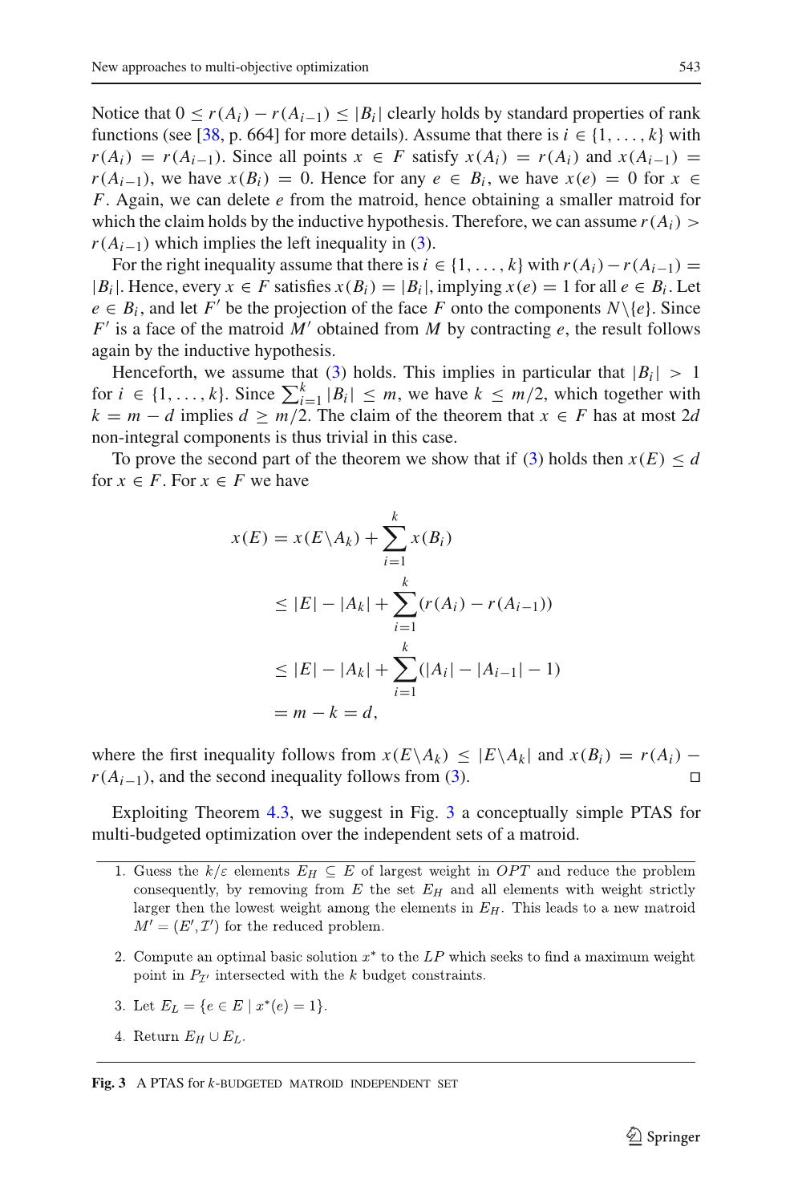Notice that $0 \leq r(A_i) - r(A_{i-1}) \leq |B_i|$ clearly holds by standard properties of rank functions (see [38, p. 664] for more details). Assume that there is $i \in \{1, \ldots, k\}$ with $r(A_i) = r(A_{i-1})$. Since all points $x \in F$ satisfy $x(A_i) = r(A_i)$ and $x(A_{i-1}) = r(A_{i-1})$, we have $x(B_i) = 0$. Hence for any $e \in B_i$, we have $x(e) = 0$ for $x \in F$. Again, we can delete $e$ from the matroid, hence obtaining a smaller matroid for which the claim holds by the inductive hypothesis. Therefore, we can assume $r(A_i) > r(A_{i-1})$ which implies the left inequality in (3).

For the right inequality assume that there is $i \in \{1, \ldots, k\}$ with $r(A_i) - r(A_{i-1}) = |B_i|$. Hence, every $x \in F$ satisfies $x(B_i) = |B_i|$, implying $x(e) = 1$ for all $e \in B_i$. Let $e \in B_i$, and let $F'$ be the projection of the face $F$ onto the components $N \backslash \{e\}$. Since $F'$ is a face of the matroid $M'$ obtained from $M$ by contracting $e$, the result follows again by the inductive hypothesis.

Henceforth, we assume that (3) holds. This implies in particular that $|B_i| > 1$ for $i \in \{1, \ldots, k\}$. Since $\sum_{i=1}^{k} |B_i| \leq m$, we have $k \leq m/2$, which together with $k = m - d$ implies $d \geq m/2$. The claim of the theorem that $x \in F$ has at most $2d$ non-integral components is thus trivial in this case.

To prove the second part of the theorem we show that if (3) holds then $x(E) \leq d$ for $x \in F$. For $x \in F$ we have

$$
\begin{aligned}
x(E) &= x(E \backslash A_k) + \sum_{i=1}^{k} x(B_i) \\
&\leq |E| - |A_k| + \sum_{i=1}^{k} (r(A_i) - r(A_{i-1})) \\
&\leq |E| - |A_k| + \sum_{i=1}^{k} (|A_i| - |A_{i-1}| - 1) \\
&= m - k = d,
\end{aligned}
$$

where the first inequality follows from $x(E \backslash A_k) \leq |E \backslash A_k|$ and $x(B_i) = r(A_i) - r(A_{i-1})$, and the second inequality follows from (3). □

Exploiting Theorem 4.3, we suggest in Fig. 3 a conceptually simple PTAS for multi-budgeted optimization over the independent sets of a matroid.

1. Guess the $k/\varepsilon$ elements $E_H \subseteq E$ of largest weight in $OPT$ and reduce the problem consequently, by removing from $E$ the set $E_H$ and all elements with weight strictly larger then the lowest weight among the elements in $E_H$. This leads to a new matroid $M' = (E', \mathcal{I}')$ for the reduced problem.
2. Compute an optimal basic solution $x^*$ to the $LP$ which seeks to find a maximum weight point in $P_{\mathcal{I}'}$ intersected with the $k$ budget constraints.
3. Let $E_L = \{e \in E \mid x^*(e) = 1\}$.
4. Return $E_H \cup E_L$.

**Fig. 3** A PTAS for $k$-BUDGETED MATROID INDEPENDENT SET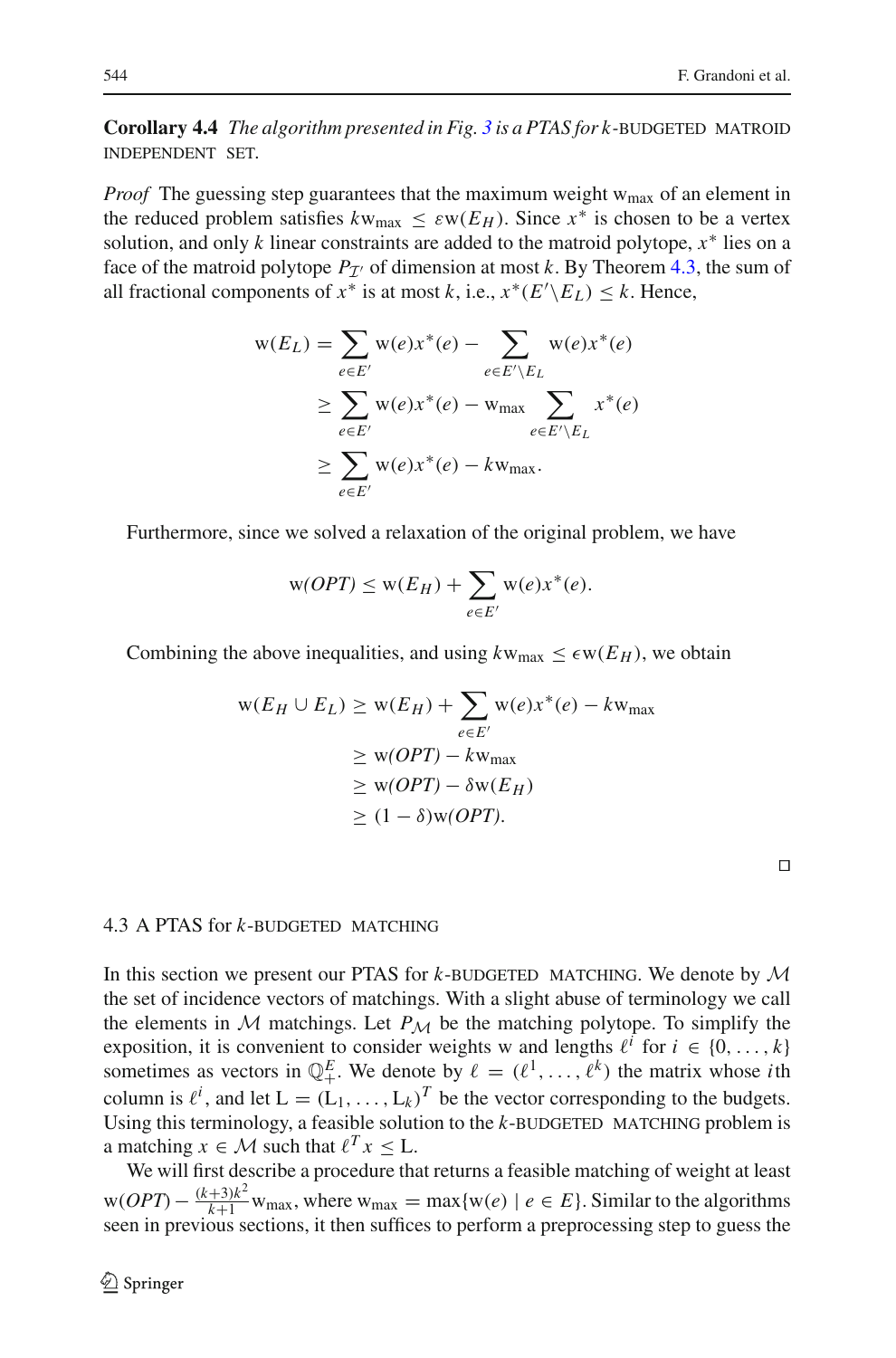**Corollary 4.4** *The algorithm presented in Fig. 3 is a PTAS for $k$-BUDGETED MATROID INDEPENDENT SET.*

*Proof* The guessing step guarantees that the maximum weight $\mathrm{w}_{\max}$ of an element in the reduced problem satisfies $k\mathrm{w}_{\max} \le \varepsilon \mathrm{w}(E_H)$. Since $x^*$ is chosen to be a vertex solution, and only $k$ linear constraints are added to the matroid polytope, $x^*$ lies on a face of the matroid polytope $P_{\mathcal{I}'}$ of dimension at most $k$. By Theorem 4.3, the sum of all fractional components of $x^*$ is at most $k$, i.e., $x^*(E' \backslash E_L) \le k$. Hence,

$$
\begin{aligned}
\mathrm{w}(E_L) &= \sum_{e \in E'} \mathrm{w}(e)x^*(e) - \sum_{e \in E' \backslash E_L} \mathrm{w}(e)x^*(e) \\
&\ge \sum_{e \in E'} \mathrm{w}(e)x^*(e) - \mathrm{w}_{\max} \sum_{e \in E' \backslash E_L} x^*(e) \\
&\ge \sum_{e \in E'} \mathrm{w}(e)x^*(e) - k\mathrm{w}_{\max}.
\end{aligned}
$$

Furthermore, since we solved a relaxation of the original problem, we have

$$
\mathrm{w}(OPT) \le \mathrm{w}(E_H) + \sum_{e \in E'} \mathrm{w}(e)x^*(e).
$$

Combining the above inequalities, and using $k\mathrm{w}_{\max} \le \epsilon \mathrm{w}(E_H)$, we obtain

$$
\begin{aligned}
\mathrm{w}(E_H \cup E_L) &\ge \mathrm{w}(E_H) + \sum_{e \in E'} \mathrm{w}(e)x^*(e) - k\mathrm{w}_{\max} \\
&\ge \mathrm{w}(OPT) - k\mathrm{w}_{\max} \\
&\ge \mathrm{w}(OPT) - \delta \mathrm{w}(E_H) \\
&\ge (1 - \delta)\mathrm{w}(OPT).
\end{aligned}
$$

□

### 4.3 A PTAS for $k$-BUDGETED MATCHING

In this section we present our PTAS for $k$-BUDGETED MATCHING. We denote by $\mathcal{M}$ the set of incidence vectors of matchings. With a slight abuse of terminology we call the elements in $\mathcal{M}$ matchings. Let $P_{\mathcal{M}}$ be the matching polytope. To simplify the exposition, it is convenient to consider weights w and lengths $\ell^i$ for $i \in \{0, \dots, k\}$ sometimes as vectors in $\mathbb{Q}_+^E$. We denote by $\ell = (\ell^1, \dots, \ell^k)$ the matrix whose $i$th column is $\ell^i$, and let $\mathrm{L} = (\mathrm{L}_1, \dots, \mathrm{L}_k)^T$ be the vector corresponding to the budgets. Using this terminology, a feasible solution to the $k$-BUDGETED MATCHING problem is a matching $x \in \mathcal{M}$ such that $\ell^T x \le \mathrm{L}$.

We will first describe a procedure that returns a feasible matching of weight at least $\mathrm{w}(OPT) - \frac{(k+3)k^2}{k+1}\mathrm{w}_{\max}$, where $\mathrm{w}_{\max} = \max\{\mathrm{w}(e) \mid e \in E\}$. Similar to the algorithms seen in previous sections, it then suffices to perform a preprocessing step to guess the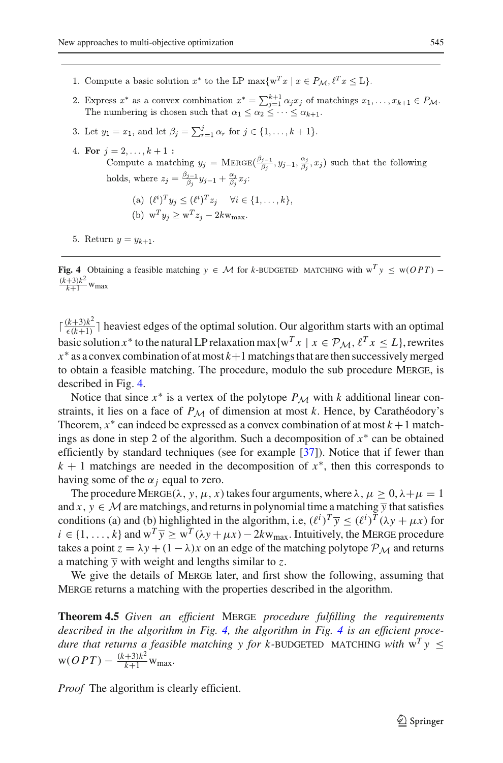1. Compute a basic solution $x^*$ to the LP $\max\{\mathrm{w}^T x \mid x \in P_{\mathcal{M}}, \ell^T x \leq \mathrm{L}\}$.
2. Express $x^*$ as a convex combination $x^* = \sum_{j=1}^{k+1} \alpha_j x_j$ of matchings $x_1, \ldots, x_{k+1} \in P_{\mathcal{M}}$. The numbering is chosen such that $\alpha_1 \leq \alpha_2 \leq \cdots \leq \alpha_{k+1}$.
3. Let $y_1 = x_1$, and let $\beta_j = \sum_{r=1}^{j} \alpha_r$ for $j \in \{1, \ldots, k+1\}$.
4. **For** $j = 2, \ldots, k+1$ **:**
   Compute a matching $y_j = \textsc{Merge}(\frac{\beta_{j-1}}{\beta_j}, y_{j-1}, \frac{\alpha_j}{\beta_j}, x_j)$ such that the following holds, where $z_j = \frac{\beta_{j-1}}{\beta_j} y_{j-1} + \frac{\alpha_j}{\beta_j} x_j$:
   (a) $(\ell^i)^T y_j \leq (\ell^i)^T z_j \quad \forall i \in \{1, \ldots, k\}$,
   (b) $\mathrm{w}^T y_j \geq \mathrm{w}^T z_j - 2k\mathrm{w}_{\max}$.
5. Return $y = y_{k+1}$.

**Fig. 4** Obtaining a feasible matching $y \in \mathcal{M}$ for $k$-BUDGETED MATCHING with $\mathrm{w}^T y \leq \mathrm{w}(OPT) - \frac{(k+3)k^2}{k+1}\mathrm{w}_{\max}$

$\lceil \frac{(k+3)k^2}{\epsilon(k+1)} \rceil$ heaviest edges of the optimal solution. Our algorithm starts with an optimal basic solution $x^*$ to the natural LP relaxation $\max\{\mathrm{w}^T x \mid x \in \mathcal{P}_{\mathcal{M}}, \ell^T x \leq L\}$, rewrites $x^*$ as a convex combination of at most $k+1$ matchings that are then successively merged to obtain a feasible matching. The procedure, modulo the sub procedure Merge, is described in Fig. 4.

Notice that since $x^*$ is a vertex of the polytope $P_{\mathcal{M}}$ with $k$ additional linear constraints, it lies on a face of $P_{\mathcal{M}}$ of dimension at most $k$. Hence, by Carathéodory's Theorem, $x^*$ can indeed be expressed as a convex combination of at most $k+1$ matchings as done in step 2 of the algorithm. Such a decomposition of $x^*$ can be obtained efficiently by standard techniques (see for example [37]). Notice that if fewer than $k+1$ matchings are needed in the decomposition of $x^*$, then this corresponds to having some of the $\alpha_j$ equal to zero.

The procedure Merge$(\lambda, y, \mu, x)$ takes four arguments, where $\lambda, \mu \geq 0, \lambda + \mu = 1$ and $x, y \in \mathcal{M}$ are matchings, and returns in polynomial time a matching $\overline{y}$ that satisfies conditions (a) and (b) highlighted in the algorithm, i.e, $(\ell^i)^T \overline{y} \leq (\ell^i)^T (\lambda y + \mu x)$ for $i \in \{1, \ldots, k\}$ and $\mathrm{w}^T \overline{y} \geq \mathrm{w}^T (\lambda y + \mu x) - 2k\mathrm{w}_{\max}$. Intuitively, the Merge procedure takes a point $z = \lambda y + (1-\lambda)x$ on an edge of the matching polytope $\mathcal{P}_{\mathcal{M}}$ and returns a matching $\overline{y}$ with weight and lengths similar to $z$.

We give the details of Merge later, and first show the following, assuming that Merge returns a matching with the properties described in the algorithm.

**Theorem 4.5** *Given an efficient* Merge *procedure fulfilling the requirements described in the algorithm in Fig. 4, the algorithm in Fig. 4 is an efficient procedure that returns a feasible matching $y$ for $k$-*BUDGETED MATCHING *with* $\mathrm{w}^T y \leq \mathrm{w}(OPT) - \frac{(k+3)k^2}{k+1}\mathrm{w}_{\max}$.

*Proof* The algorithm is clearly efficient.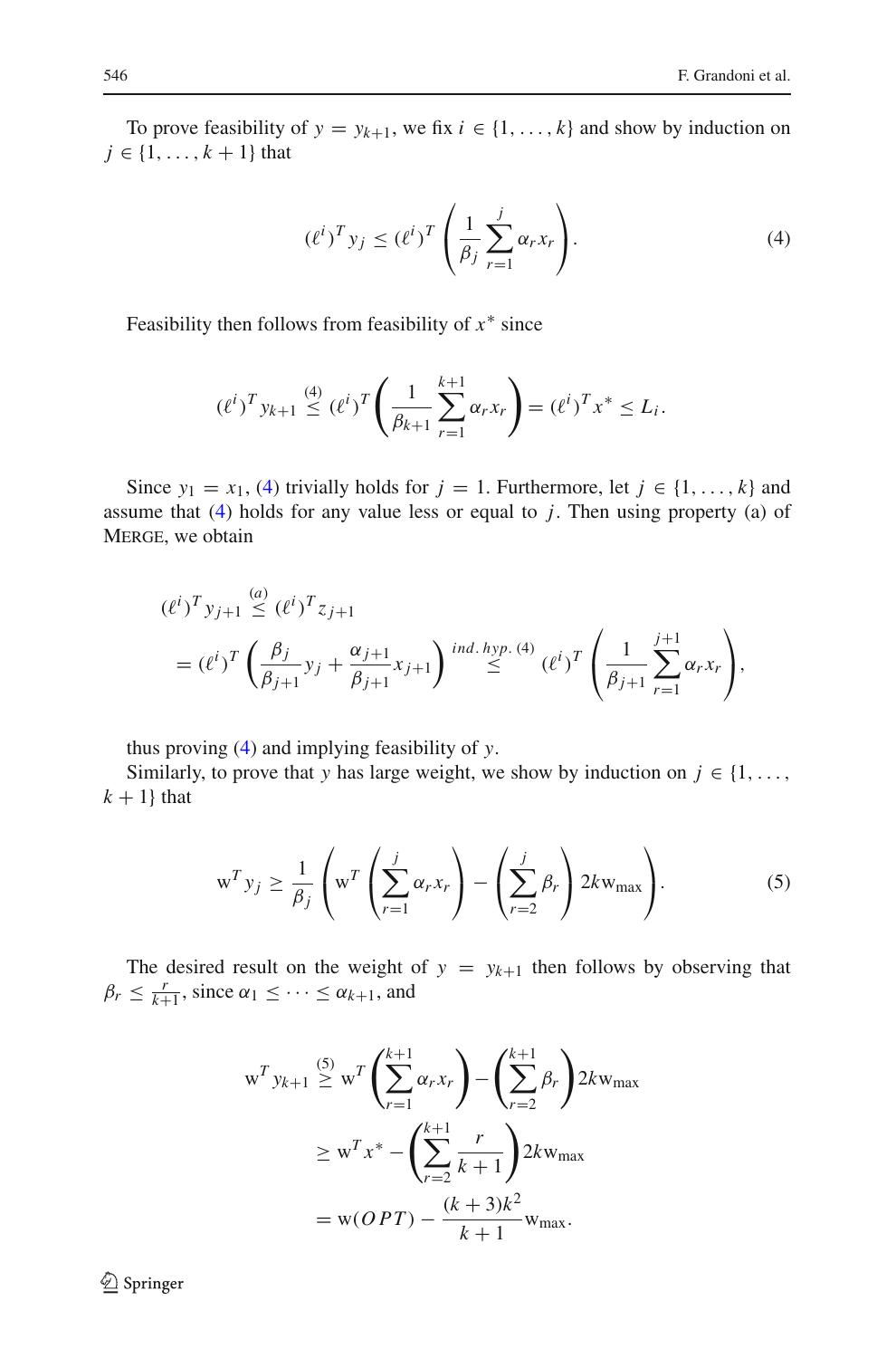To prove feasibility of $y = y_{k+1}$, we fix $i \in \{1, \ldots, k\}$ and show by induction on $j \in \{1, \ldots, k+1\}$ that

$$(\ell^i)^T y_j \leq (\ell^i)^T \left( \frac{1}{\beta_j} \sum_{r=1}^{j} \alpha_r x_r \right). \tag{4}$$

Feasibility then follows from feasibility of $x^*$ since

$$(\ell^i)^T y_{k+1} \overset{(4)}{\leq} (\ell^i)^T \left( \frac{1}{\beta_{k+1}} \sum_{r=1}^{k+1} \alpha_r x_r \right) = (\ell^i)^T x^* \leq L_i.$$

Since $y_1 = x_1$, (4) trivially holds for $j = 1$. Furthermore, let $j \in \{1, \ldots, k\}$ and assume that (4) holds for any value less or equal to $j$. Then using property (a) of Merge, we obtain

$$\begin{aligned}
(\ell^i)^T y_{j+1} &\overset{(a)}{\leq} (\ell^i)^T z_{j+1} \\
&= (\ell^i)^T \left( \frac{\beta_j}{\beta_{j+1}} y_j + \frac{\alpha_{j+1}}{\beta_{j+1}} x_{j+1} \right) \overset{ind.\,hyp.\,(4)}{\leq} (\ell^i)^T \left( \frac{1}{\beta_{j+1}} \sum_{r=1}^{j+1} \alpha_r x_r \right),
\end{aligned}$$

thus proving (4) and implying feasibility of $y$.

Similarly, to prove that $y$ has large weight, we show by induction on $j \in \{1, \ldots, k+1\}$ that

$$\mathrm{w}^T y_j \geq \frac{1}{\beta_j} \left( \mathrm{w}^T \left( \sum_{r=1}^{j} \alpha_r x_r \right) - \left( \sum_{r=2}^{j} \beta_r \right) 2k \mathrm{w}_{\max} \right). \tag{5}$$

The desired result on the weight of $y = y_{k+1}$ then follows by observing that $\beta_r \leq \frac{r}{k+1}$, since $\alpha_1 \leq \cdots \leq \alpha_{k+1}$, and

$$\begin{aligned}
\mathrm{w}^T y_{k+1} &\overset{(5)}{\geq} \mathrm{w}^T \left( \sum_{r=1}^{k+1} \alpha_r x_r \right) - \left( \sum_{r=2}^{k+1} \beta_r \right) 2k \mathrm{w}_{\max} \\
&\geq \mathrm{w}^T x^* - \left( \sum_{r=2}^{k+1} \frac{r}{k+1} \right) 2k \mathrm{w}_{\max} \\
&= \mathrm{w}(OPT) - \frac{(k+3)k^2}{k+1} \mathrm{w}_{\max}.
\end{aligned}$$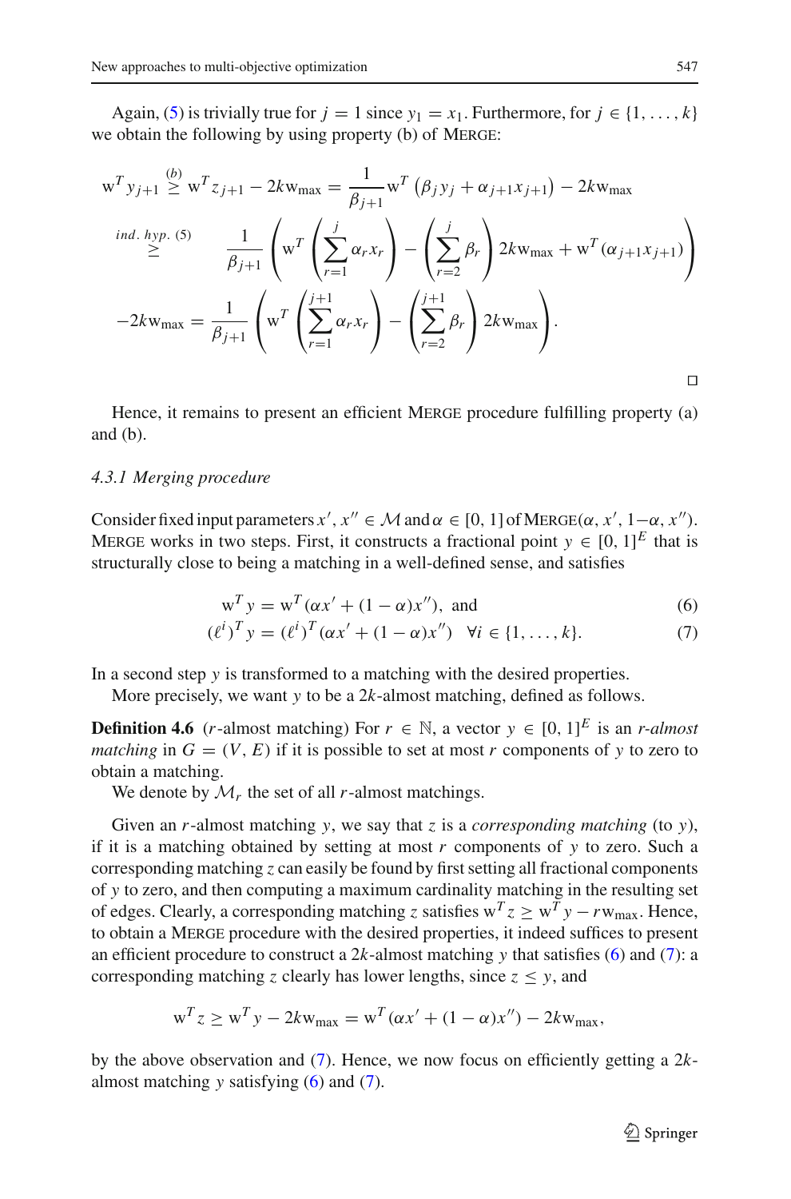Again, (5) is trivially true for $j = 1$ since $y_1 = x_1$. Furthermore, for $j \in \{1, \ldots, k\}$ we obtain the following by using property (b) of Merge:

$$
\begin{aligned}
\mathrm{w}^T y_{j+1} &\overset{(b)}{\geq} \mathrm{w}^T z_{j+1} - 2k\mathrm{w}_{\max} = \frac{1}{\beta_{j+1}} \mathrm{w}^T \left( \beta_j y_j + \alpha_{j+1} x_{j+1} \right) - 2k\mathrm{w}_{\max} \\
&\overset{ind.\ hyp.\ (5)}{\geq} \frac{1}{\beta_{j+1}} \left( \mathrm{w}^T \left( \sum_{r=1}^{j} \alpha_r x_r \right) - \left( \sum_{r=2}^{j} \beta_r \right) 2k\mathrm{w}_{\max} + \mathrm{w}^T (\alpha_{j+1} x_{j+1}) \right) \\
&\quad - 2k\mathrm{w}_{\max} = \frac{1}{\beta_{j+1}} \left( \mathrm{w}^T \left( \sum_{r=1}^{j+1} \alpha_r x_r \right) - \left( \sum_{r=2}^{j+1} \beta_r \right) 2k\mathrm{w}_{\max} \right).
\end{aligned}
$$

□

Hence, it remains to present an efficient Merge procedure fulfilling property (a) and (b).

### 4.3.1 Merging procedure

Consider fixed input parameters $x', x'' \in \mathcal{M}$ and $\alpha \in [0, 1]$ of Merge$(\alpha, x', 1-\alpha, x'')$. Merge works in two steps. First, it constructs a fractional point $y \in [0, 1]^E$ that is structurally close to being a matching in a well-defined sense, and satisfies

$$
\mathrm{w}^T y = \mathrm{w}^T (\alpha x' + (1 - \alpha) x''), \text{ and} \tag{6}
$$

$$
(\ell^i)^T y = (\ell^i)^T (\alpha x' + (1 - \alpha) x'') \quad \forall i \in \{1, \ldots, k\}. \tag{7}
$$

In a second step $y$ is transformed to a matching with the desired properties.

More precisely, we want $y$ to be a $2k$-almost matching, defined as follows.

**Definition 4.6** ($r$-almost matching) For $r \in \mathbb{N}$, a vector $y \in [0, 1]^E$ is an *$r$-almost matching* in $G = (V, E)$ if it is possible to set at most $r$ components of $y$ to zero to obtain a matching.

We denote by $\mathcal{M}_r$ the set of all $r$-almost matchings.

Given an $r$-almost matching $y$, we say that $z$ is a *corresponding matching* (to $y$), if it is a matching obtained by setting at most $r$ components of $y$ to zero. Such a corresponding matching $z$ can easily be found by first setting all fractional components of $y$ to zero, and then computing a maximum cardinality matching in the resulting set of edges. Clearly, a corresponding matching $z$ satisfies $\mathrm{w}^T z \geq \mathrm{w}^T y - r\mathrm{w}_{\max}$. Hence, to obtain a Merge procedure with the desired properties, it indeed suffices to present an efficient procedure to construct a $2k$-almost matching $y$ that satisfies (6) and (7): a corresponding matching $z$ clearly has lower lengths, since $z \leq y$, and

$$
\mathrm{w}^T z \geq \mathrm{w}^T y - 2k\mathrm{w}_{\max} = \mathrm{w}^T (\alpha x' + (1 - \alpha) x'') - 2k\mathrm{w}_{\max},
$$

by the above observation and (7). Hence, we now focus on efficiently getting a $2k$-almost matching $y$ satisfying (6) and (7).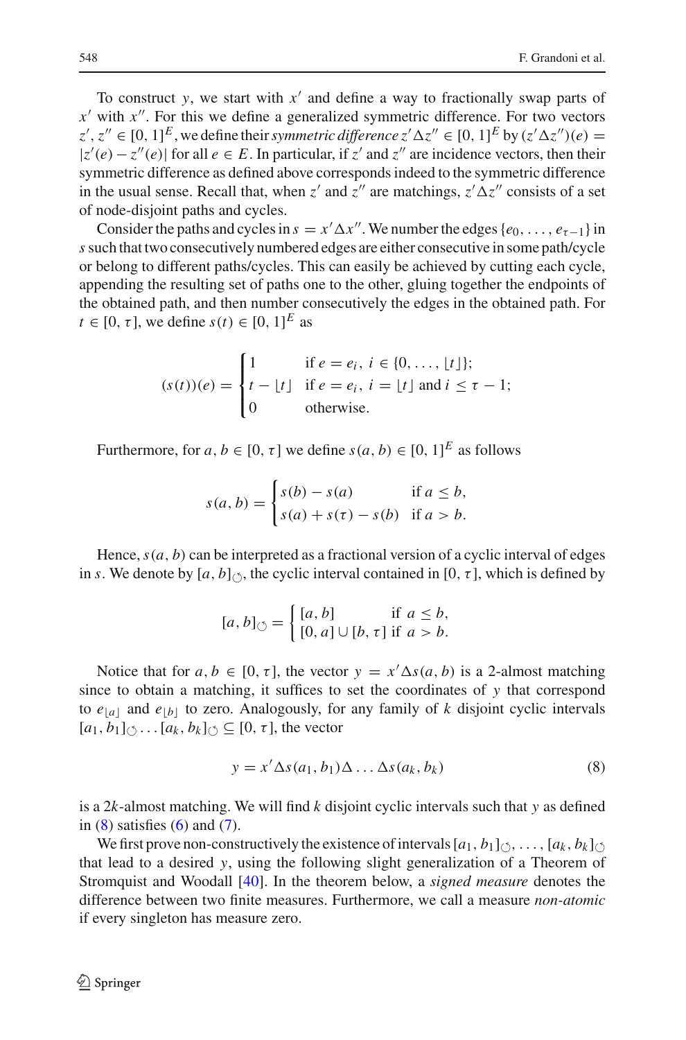To construct $y$, we start with $x'$ and define a way to fractionally swap parts of $x'$ with $x''$. For this we define a generalized symmetric difference. For two vectors $z', z'' \in [0,1]^E$, we define their *symmetric difference* $z' \Delta z'' \in [0,1]^E$ by $(z'\Delta z'')(e) = |z'(e) - z''(e)|$ for all $e \in E$. In particular, if $z'$ and $z''$ are incidence vectors, then their symmetric difference as defined above corresponds indeed to the symmetric difference in the usual sense. Recall that, when $z'$ and $z''$ are matchings, $z'\Delta z''$ consists of a set of node-disjoint paths and cycles.

Consider the paths and cycles in $s = x'\Delta x''$. We number the edges $\{e_0, \ldots, e_{\tau-1}\}$ in $s$ such that two consecutively numbered edges are either consecutive in some path/cycle or belong to different paths/cycles. This can easily be achieved by cutting each cycle, appending the resulting set of paths one to the other, gluing together the endpoints of the obtained path, and then number consecutively the edges in the obtained path. For $t \in [0, \tau]$, we define $s(t) \in [0,1]^E$ as

$$
(s(t))(e) = \begin{cases} 1 & \text{if } e = e_i,\ i \in \{0, \ldots, \lfloor t \rfloor\}; \\ t - \lfloor t \rfloor & \text{if } e = e_i,\ i = \lfloor t \rfloor \text{ and } i \leq \tau - 1; \\ 0 & \text{otherwise.} \end{cases}
$$

Furthermore, for $a, b \in [0, \tau]$ we define $s(a, b) \in [0,1]^E$ as follows

$$
s(a,b) = \begin{cases} s(b) - s(a) & \text{if } a \leq b, \\ s(a) + s(\tau) - s(b) & \text{if } a > b. \end{cases}
$$

Hence, $s(a, b)$ can be interpreted as a fractional version of a cyclic interval of edges in $s$. We denote by $[a, b]_{\circlearrowleft}$, the cyclic interval contained in $[0, \tau]$, which is defined by

$$
[a,b]_{\circlearrowleft} = \begin{cases} [a,b] & \text{if } a \leq b, \\ [0,a] \cup [b,\tau] & \text{if } a > b. \end{cases}
$$

Notice that for $a, b \in [0, \tau]$, the vector $y = x'\Delta s(a, b)$ is a 2-almost matching since to obtain a matching, it suffices to set the coordinates of $y$ that correspond to $e_{\lfloor a \rfloor}$ and $e_{\lfloor b \rfloor}$ to zero. Analogously, for any family of $k$ disjoint cyclic intervals $[a_1, b_1]_{\circlearrowleft} \ldots [a_k, b_k]_{\circlearrowleft} \subseteq [0, \tau]$, the vector

$$
y = x'\Delta s(a_1, b_1)\Delta \ldots \Delta s(a_k, b_k) \tag{8}
$$

is a $2k$-almost matching. We will find $k$ disjoint cyclic intervals such that $y$ as defined in (8) satisfies (6) and (7).

We first prove non-constructively the existence of intervals $[a_1, b_1]_{\circlearrowleft}, \ldots, [a_k, b_k]_{\circlearrowleft}$ that lead to a desired $y$, using the following slight generalization of a Theorem of Stromquist and Woodall [40]. In the theorem below, a *signed measure* denotes the difference between two finite measures. Furthermore, we call a measure *non-atomic* if every singleton has measure zero.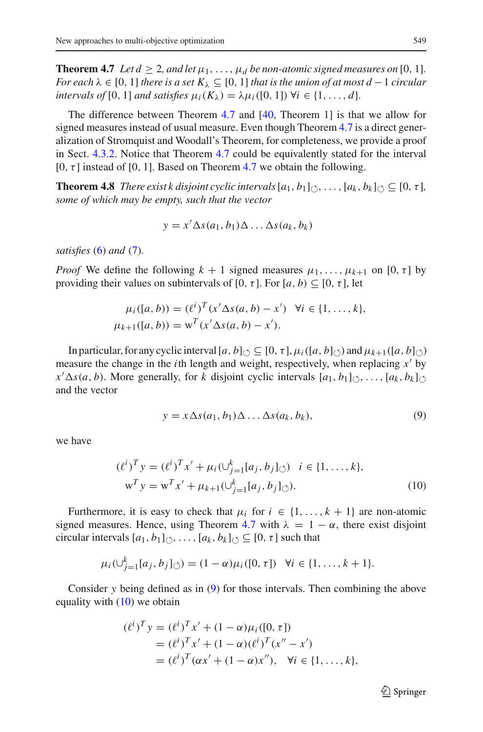**Theorem 4.7** *Let $d \geq 2$, and let $\mu_1, \ldots, \mu_d$ be non-atomic signed measures on* $[0, 1]$. *For each $\lambda \in [0, 1]$ there is a set $K_\lambda \subseteq [0, 1]$ that is the union of at most $d - 1$ circular intervals of* $[0, 1]$ *and satisfies $\mu_i(K_\lambda) = \lambda \mu_i([0, 1])$ $\forall i \in \{1, \ldots, d\}$.*

The difference between Theorem 4.7 and [40, Theorem 1] is that we allow for signed measures instead of usual measure. Even though Theorem 4.7 is a direct generalization of Stromquist and Woodall's Theorem, for completeness, we provide a proof in Sect. 4.3.2. Notice that Theorem 4.7 could be equivalently stated for the interval $[0, \tau]$ instead of $[0, 1]$. Based on Theorem 4.7 we obtain the following.

**Theorem 4.8** *There exist $k$ disjoint cyclic intervals $[a_1, b_1]_\circlearrowleft, \ldots, [a_k, b_k]_\circlearrowleft \subseteq [0, \tau]$, some of which may be empty, such that the vector*

$$y = x' \Delta s(a_1, b_1) \Delta \ldots \Delta s(a_k, b_k)$$

*satisfies* (6) *and* (7).

*Proof* We define the following $k + 1$ signed measures $\mu_1, \ldots, \mu_{k+1}$ on $[0, \tau]$ by providing their values on subintervals of $[0, \tau]$. For $[a, b) \subseteq [0, \tau]$, let

$$\mu_i([a, b)) = (\ell^i)^T (x' \Delta s(a, b) - x') \quad \forall i \in \{1, \ldots, k\},$$
$$\mu_{k+1}([a, b)) = \mathrm{w}^T (x' \Delta s(a, b) - x').$$

In particular, for any cyclic interval $[a, b]_\circlearrowleft \subseteq [0, \tau]$, $\mu_i([a, b]_\circlearrowleft)$ and $\mu_{k+1}([a, b]_\circlearrowleft)$ measure the change in the $i$th length and weight, respectively, when replacing $x'$ by $x' \Delta s(a, b)$. More generally, for $k$ disjoint cyclic intervals $[a_1, b_1]_\circlearrowleft, \ldots, [a_k, b_k]_\circlearrowleft$ and the vector

$$y = x \Delta s(a_1, b_1) \Delta \ldots \Delta s(a_k, b_k), \tag{9}$$

we have

$$(\ell^i)^T y = (\ell^i)^T x' + \mu_i(\cup_{j=1}^k [a_j, b_j]_\circlearrowleft) \quad i \in \{1, \ldots, k\},$$
$$\mathrm{w}^T y = \mathrm{w}^T x' + \mu_{k+1}(\cup_{j=1}^k [a_j, b_j]_\circlearrowleft). \tag{10}$$

Furthermore, it is easy to check that $\mu_i$ for $i \in \{1, \ldots, k + 1\}$ are non-atomic signed measures. Hence, using Theorem 4.7 with $\lambda = 1 - \alpha$, there exist disjoint circular intervals $[a_1, b_1]_\circlearrowleft, \ldots, [a_k, b_k]_\circlearrowleft \subseteq [0, \tau]$ such that

$$\mu_i(\cup_{j=1}^k [a_j, b_j]_\circlearrowleft) = (1 - \alpha)\mu_i([0, \tau]) \quad \forall i \in \{1, \ldots, k + 1\}.$$

Consider $y$ being defined as in (9) for those intervals. Then combining the above equality with (10) we obtain

$$\begin{aligned}
(\ell^i)^T y &= (\ell^i)^T x' + (1 - \alpha)\mu_i([0, \tau]) \\
&= (\ell^i)^T x' + (1 - \alpha)(\ell^i)^T (x'' - x') \\
&= (\ell^i)^T (\alpha x' + (1 - \alpha) x''), \quad \forall i \in \{1, \ldots, k\},
\end{aligned}$$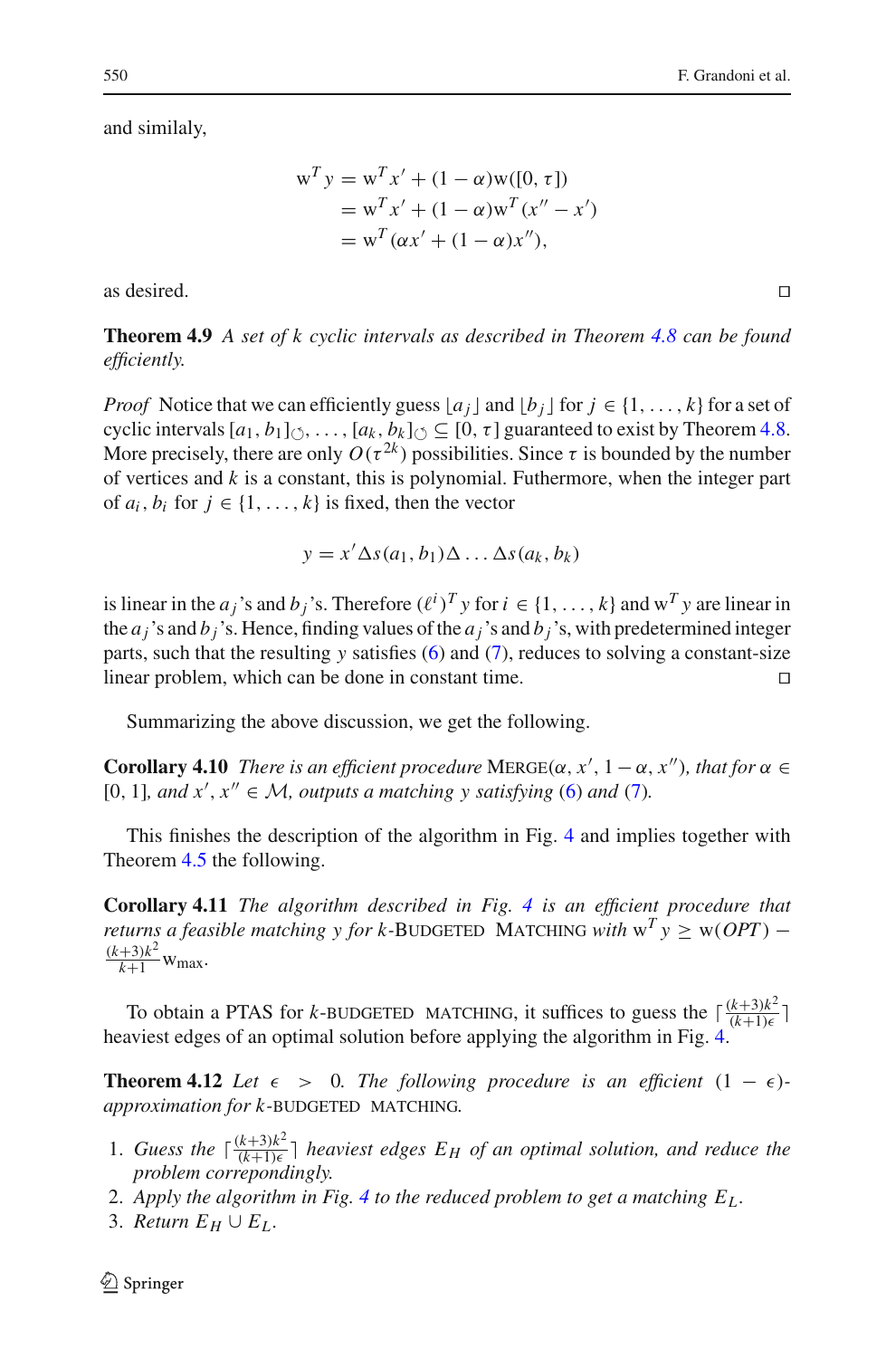and similay,

$$
\begin{aligned}
\mathrm{w}^T y &= \mathrm{w}^T x' + (1-\alpha)\mathrm{w}([0,\tau]) \\
&= \mathrm{w}^T x' + (1-\alpha)\mathrm{w}^T (x'' - x') \\
&= \mathrm{w}^T (\alpha x' + (1-\alpha) x''),
\end{aligned}
$$

as desired. □

**Theorem 4.9** *A set of $k$ cyclic intervals as described in Theorem 4.8 can be found efficiently.*

*Proof* Notice that we can efficiently guess $\lfloor a_j \rfloor$ and $\lfloor b_j \rfloor$ for $j \in \{1, \ldots, k\}$ for a set of cyclic intervals $[a_1, b_1]_{\circlearrowleft}, \ldots, [a_k, b_k]_{\circlearrowleft} \subseteq [0, \tau]$ guaranteed to exist by Theorem 4.8. More precisely, there are only $O(\tau^{2k})$ possibilities. Since $\tau$ is bounded by the number of vertices and $k$ is a constant, this is polynomial. Futhermore, when the integer part of $a_i, b_i$ for $j \in \{1, \ldots, k\}$ is fixed, then the vector

$$
y = x' \Delta s(a_1, b_1) \Delta \ldots \Delta s(a_k, b_k)
$$

is linear in the $a_j$'s and $b_j$'s. Therefore $(\ell^i)^T y$ for $i \in \{1, \ldots, k\}$ and $\mathrm{w}^T y$ are linear in the $a_j$'s and $b_j$'s. Hence, finding values of the $a_j$'s and $b_j$'s, with predetermined integer parts, such that the resulting $y$ satisfies (6) and (7), reduces to solving a constant-size linear problem, which can be done in constant time. □

Summarizing the above discussion, we get the following.

**Corollary 4.10** *There is an efficient procedure* MERGE$(\alpha, x', 1-\alpha, x'')$*, that for $\alpha \in [0, 1]$, and $x', x'' \in \mathcal{M}$, outputs a matching $y$ satisfying (6) and (7).*

This finishes the description of the algorithm in Fig. 4 and implies together with Theorem 4.5 the following.

**Corollary 4.11** *The algorithm described in Fig. 4 is an efficient procedure that returns a feasible matching $y$ for $k$-*BUDGETED MATCHING *with $\mathrm{w}^T y \geq \mathrm{w}(OPT) - \frac{(k+3)k^2}{k+1}\mathrm{w}_{\max}$.*

To obtain a PTAS for $k$-BUDGETED MATCHING, it suffices to guess the $\lceil \frac{(k+3)k^2}{(k+1)\epsilon} \rceil$ heaviest edges of an optimal solution before applying the algorithm in Fig. 4.

**Theorem 4.12** *Let $\epsilon > 0$. The following procedure is an efficient $(1-\epsilon)$-approximation for $k$-*BUDGETED MATCHING.

1. *Guess the $\lceil \frac{(k+3)k^2}{(k+1)\epsilon} \rceil$ heaviest edges $E_H$ of an optimal solution, and reduce the problem correspondingly.*
2. *Apply the algorithm in Fig. 4 to the reduced problem to get a matching $E_L$.*
3. *Return $E_H \cup E_L$.*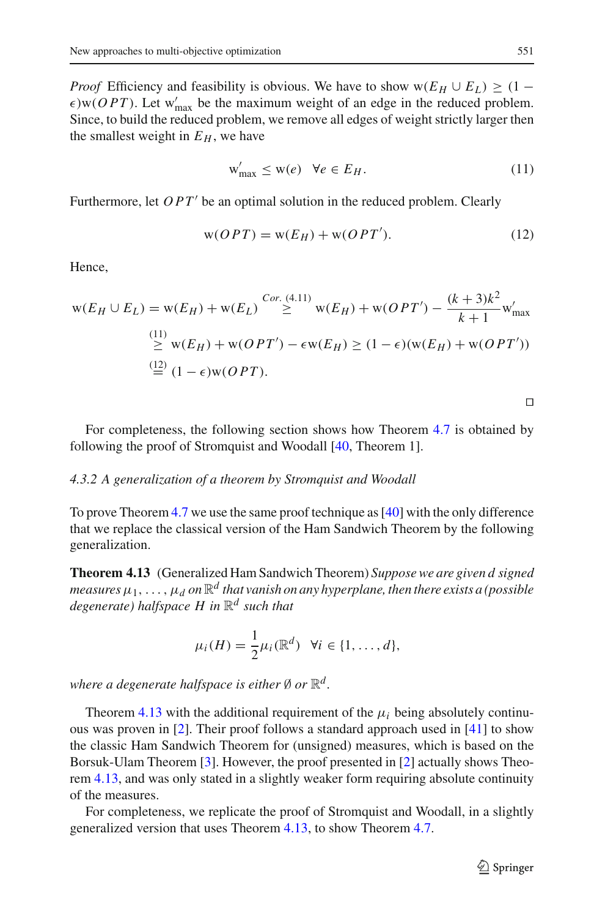*Proof* Efficiency and feasibility is obvious. We have to show $\mathrm{w}(E_H \cup E_L) \geq (1 - \epsilon)\mathrm{w}(OPT)$. Let $\mathrm{w}'_{\max}$ be the maximum weight of an edge in the reduced problem. Since, to build the reduced problem, we remove all edges of weight strictly larger then the smallest weight in $E_H$, we have

$$\mathrm{w}'_{\max} \leq \mathrm{w}(e) \quad \forall e \in E_H. \tag{11}$$

Furthermore, let $OPT'$ be an optimal solution in the reduced problem. Clearly

$$\mathrm{w}(OPT) = \mathrm{w}(E_H) + \mathrm{w}(OPT'). \tag{12}$$

Hence,

$$\begin{aligned}
\mathrm{w}(E_H \cup E_L) = \mathrm{w}(E_H) + \mathrm{w}(E_L) &\overset{Cor.\ (4.11)}{\geq} \mathrm{w}(E_H) + \mathrm{w}(OPT') - \frac{(k+3)k^2}{k+1}\mathrm{w}'_{\max} \\
&\overset{(11)}{\geq} \mathrm{w}(E_H) + \mathrm{w}(OPT') - \epsilon \mathrm{w}(E_H) \geq (1-\epsilon)(\mathrm{w}(E_H) + \mathrm{w}(OPT')) \\
&\overset{(12)}{=} (1-\epsilon)\mathrm{w}(OPT).
\end{aligned}$$

□

For completeness, the following section shows how Theorem 4.7 is obtained by following the proof of Stromquist and Woodall [40, Theorem 1].

#### *4.3.2 A generalization of a theorem by Stromquist and Woodall*

To prove Theorem 4.7 we use the same proof technique as [40] with the only difference that we replace the classical version of the Ham Sandwich Theorem by the following generalization.

**Theorem 4.13** (Generalized Ham Sandwich Theorem) *Suppose we are given $d$ signed measures $\mu_1, \ldots, \mu_d$ on $\mathbb{R}^d$ that vanish on any hyperplane, then there exists a (possible degenerate) halfspace $H$ in $\mathbb{R}^d$ such that*

$$\mu_i(H) = \frac{1}{2}\mu_i(\mathbb{R}^d) \quad \forall i \in \{1, \ldots, d\},$$

*where a degenerate halfspace is either $\emptyset$ or $\mathbb{R}^d$.*

Theorem 4.13 with the additional requirement of the $\mu_i$ being absolutely continuous was proven in [2]. Their proof follows a standard approach used in [41] to show the classic Ham Sandwich Theorem for (unsigned) measures, which is based on the Borsuk-Ulam Theorem [3]. However, the proof presented in [2] actually shows Theorem 4.13, and was only stated in a slightly weaker form requiring absolute continuity of the measures.

For completeness, we replicate the proof of Stromquist and Woodall, in a slightly generalized version that uses Theorem 4.13, to show Theorem 4.7.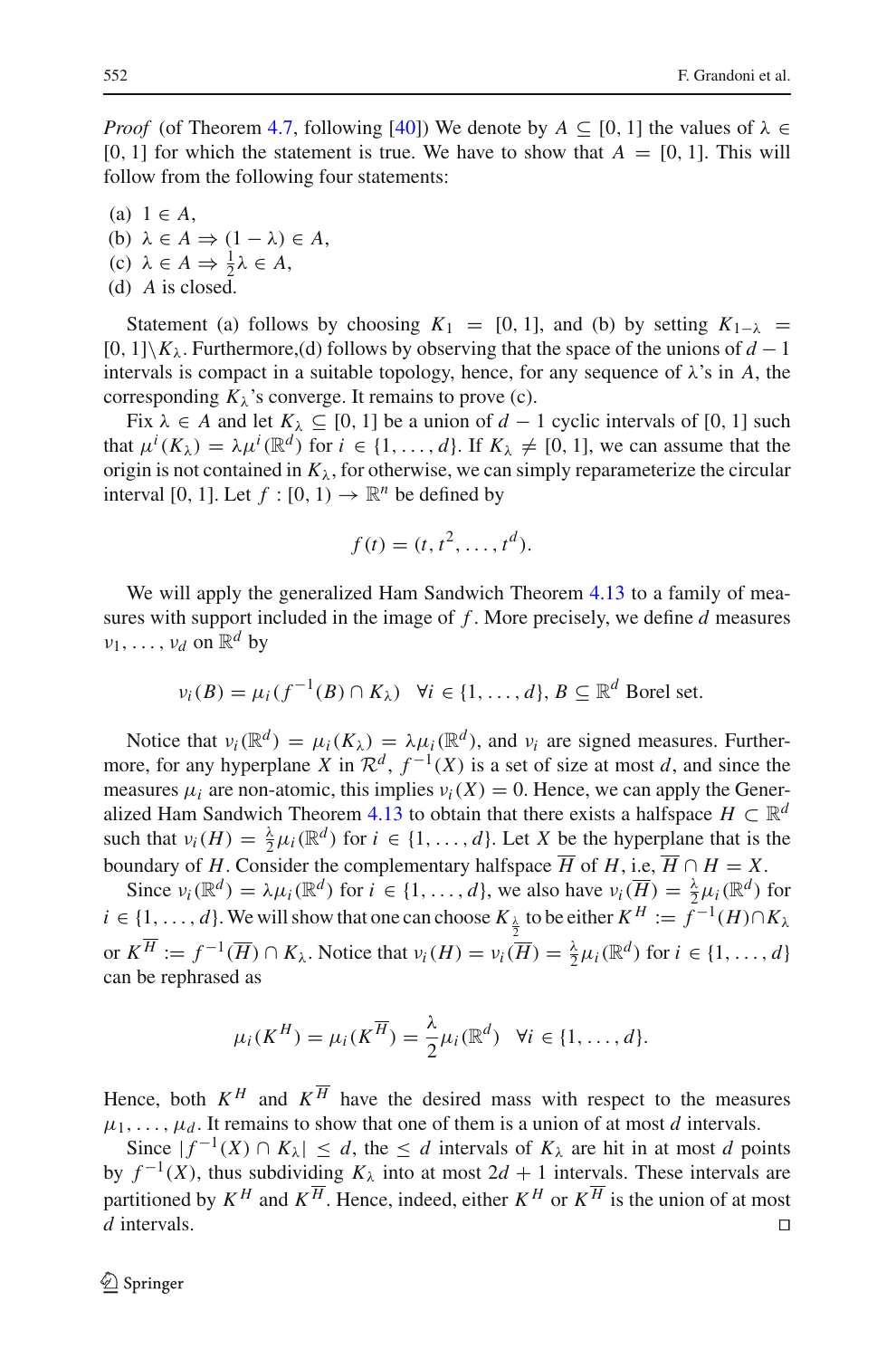*Proof* (of Theorem 4.7, following [40]) We denote by $A \subseteq [0,1]$ the values of $\lambda \in [0,1]$ for which the statement is true. We have to show that $A = [0,1]$. This will follow from the following four statements:

(a) $1 \in A$,
(b) $\lambda \in A \Rightarrow (1-\lambda) \in A$,
(c) $\lambda \in A \Rightarrow \frac{1}{2}\lambda \in A$,
(d) $A$ is closed.

Statement (a) follows by choosing $K_1 = [0,1]$, and (b) by setting $K_{1-\lambda} = [0,1] \setminus K_\lambda$. Furthermore,(d) follows by observing that the space of the unions of $d-1$ intervals is compact in a suitable topology, hence, for any sequence of $\lambda$'s in $A$, the corresponding $K_\lambda$'s converge. It remains to prove (c).

Fix $\lambda \in A$ and let $K_\lambda \subseteq [0,1]$ be a union of $d-1$ cyclic intervals of $[0,1]$ such that $\mu^i(K_\lambda) = \lambda \mu^i(\mathbb{R}^d)$ for $i \in \{1,\ldots,d\}$. If $K_\lambda \neq [0,1]$, we can assume that the origin is not contained in $K_\lambda$, for otherwise, we can simply reparameterize the circular interval $[0,1]$. Let $f : [0,1) \to \mathbb{R}^n$ be defined by

$$f(t) = (t, t^2, \ldots, t^d).$$

We will apply the generalized Ham Sandwich Theorem 4.13 to a family of measures with support included in the image of $f$. More precisely, we define $d$ measures $\nu_1, \ldots, \nu_d$ on $\mathbb{R}^d$ by

$$\nu_i(B) = \mu_i(f^{-1}(B) \cap K_\lambda) \quad \forall i \in \{1,\ldots,d\},\ B \subseteq \mathbb{R}^d \text{ Borel set.}$$

Notice that $\nu_i(\mathbb{R}^d) = \mu_i(K_\lambda) = \lambda \mu_i(\mathbb{R}^d)$, and $\nu_i$ are signed measures. Furthermore, for any hyperplane $X$ in $\mathcal{R}^d$, $f^{-1}(X)$ is a set of size at most $d$, and since the measures $\mu_i$ are non-atomic, this implies $\nu_i(X) = 0$. Hence, we can apply the Generalized Ham Sandwich Theorem 4.13 to obtain that there exists a halfspace $H \subset \mathbb{R}^d$ such that $\nu_i(H) = \frac{\lambda}{2}\mu_i(\mathbb{R}^d)$ for $i \in \{1,\ldots,d\}$. Let $X$ be the hyperplane that is the boundary of $H$. Consider the complementary halfspace $\overline{H}$ of $H$, i.e, $\overline{H} \cap H = X$.

Since $\nu_i(\mathbb{R}^d) = \lambda \mu_i(\mathbb{R}^d)$ for $i \in \{1,\ldots,d\}$, we also have $\nu_i(\overline{H}) = \frac{\lambda}{2}\mu_i(\mathbb{R}^d)$ for $i \in \{1,\ldots,d\}$. We will show that one can choose $K_{\frac{\lambda}{2}}$ to be either $K^H := f^{-1}(H) \cap K_\lambda$ or $K^{\overline{H}} := f^{-1}(\overline{H}) \cap K_\lambda$. Notice that $\nu_i(H) = \nu_i(\overline{H}) = \frac{\lambda}{2}\mu_i(\mathbb{R}^d)$ for $i \in \{1,\ldots,d\}$ can be rephrased as

$$\mu_i(K^H) = \mu_i(K^{\overline{H}}) = \frac{\lambda}{2}\mu_i(\mathbb{R}^d) \quad \forall i \in \{1,\ldots,d\}.$$

Hence, both $K^H$ and $K^{\overline{H}}$ have the desired mass with respect to the measures $\mu_1, \ldots, \mu_d$. It remains to show that one of them is a union of at most $d$ intervals.

Since $|f^{-1}(X) \cap K_\lambda| \leq d$, the $\leq d$ intervals of $K_\lambda$ are hit in at most $d$ points by $f^{-1}(X)$, thus subdividing $K_\lambda$ into at most $2d+1$ intervals. These intervals are partitioned by $K^H$ and $K^{\overline{H}}$. Hence, indeed, either $K^H$ or $K^{\overline{H}}$ is the union of at most $d$ intervals. □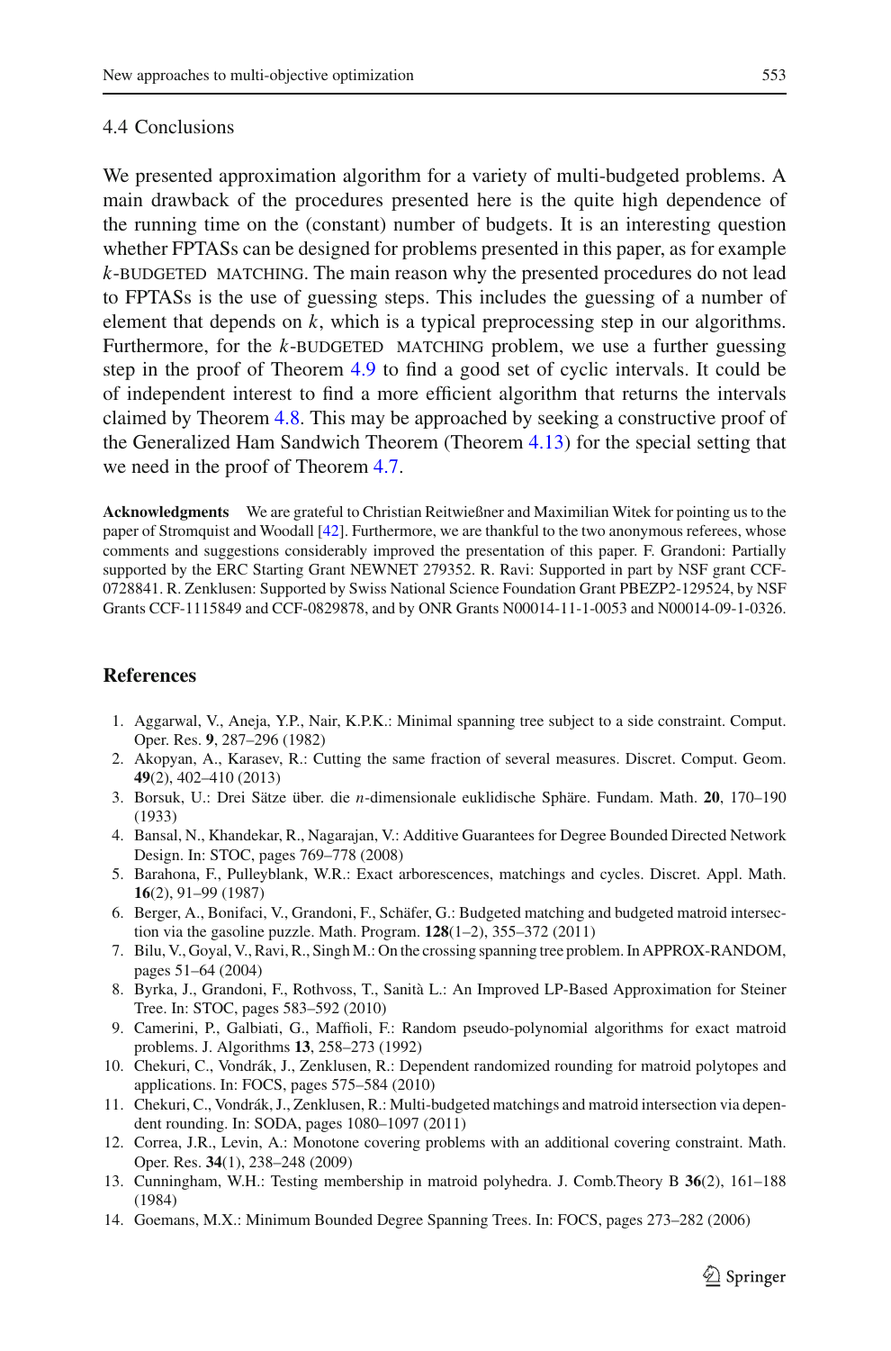### 4.4 Conclusions

We presented approximation algorithm for a variety of multi-budgeted problems. A main drawback of the procedures presented here is the quite high dependence of the running time on the (constant) number of budgets. It is an interesting question whether FPTASs can be designed for problems presented in this paper, as for example $k$-BUDGETED MATCHING. The main reason why the presented procedures do not lead to FPTASs is the use of guessing steps. This includes the guessing of a number of element that depends on $k$, which is a typical preprocessing step in our algorithms. Furthermore, for the $k$-BUDGETED MATCHING problem, we use a further guessing step in the proof of Theorem 4.9 to find a good set of cyclic intervals. It could be of independent interest to find a more efficient algorithm that returns the intervals claimed by Theorem 4.8. This may be approached by seeking a constructive proof of the Generalized Ham Sandwich Theorem (Theorem 4.13) for the special setting that we need in the proof of Theorem 4.7.

**Acknowledgments** We are grateful to Christian Reitwießner and Maximilian Witek for pointing us to the paper of Stromquist and Woodall [42]. Furthermore, we are thankful to the two anonymous referees, whose comments and suggestions considerably improved the presentation of this paper. F. Grandoni: Partially supported by the ERC Starting Grant NEWNET 279352. R. Ravi: Supported in part by NSF grant CCF-0728841. R. Zenklusen: Supported by Swiss National Science Foundation Grant PBEZP2-129524, by NSF Grants CCF-1115849 and CCF-0829878, and by ONR Grants N00014-11-1-0053 and N00014-09-1-0326.

## References

1. Aggarwal, V., Aneja, Y.P., Nair, K.P.K.: Minimal spanning tree subject to a side constraint. Comput. Oper. Res. **9**, 287–296 (1982)
2. Akopyan, A., Karasev, R.: Cutting the same fraction of several measures. Discret. Comput. Geom. **49**(2), 402–410 (2013)
3. Borsuk, U.: Drei Sätze über. die $n$-dimensionale euklidische Sphäre. Fundam. Math. **20**, 170–190 (1933)
4. Bansal, N., Khandekar, R., Nagarajan, V.: Additive Guarantees for Degree Bounded Directed Network Design. In: STOC, pages 769–778 (2008)
5. Barahona, F., Pulleyblank, W.R.: Exact arborescences, matchings and cycles. Discret. Appl. Math. **16**(2), 91–99 (1987)
6. Berger, A., Bonifaci, V., Grandoni, F., Schäfer, G.: Budgeted matching and budgeted matroid intersection via the gasoline puzzle. Math. Program. **128**(1–2), 355–372 (2011)
7. Bilu, V., Goyal, V., Ravi, R., Singh M.: On the crossing spanning tree problem. In APPROX-RANDOM, pages 51–64 (2004)
8. Byrka, J., Grandoni, F., Rothvoss, T., Sanità L.: An Improved LP-Based Approximation for Steiner Tree. In: STOC, pages 583–592 (2010)
9. Camerini, P., Galbiati, G., Maffioli, F.: Random pseudo-polynomial algorithms for exact matroid problems. J. Algorithms **13**, 258–273 (1992)
10. Chekuri, C., Vondrák, J., Zenklusen, R.: Dependent randomized rounding for matroid polytopes and applications. In: FOCS, pages 575–584 (2010)
11. Chekuri, C., Vondrák, J., Zenklusen, R.: Multi-budgeted matchings and matroid intersection via dependent rounding. In: SODA, pages 1080–1097 (2011)
12. Correa, J.R., Levin, A.: Monotone covering problems with an additional covering constraint. Math. Oper. Res. **34**(1), 238–248 (2009)
13. Cunningham, W.H.: Testing membership in matroid polyhedra. J. Comb.Theory B **36**(2), 161–188 (1984)
14. Goemans, M.X.: Minimum Bounded Degree Spanning Trees. In: FOCS, pages 273–282 (2006)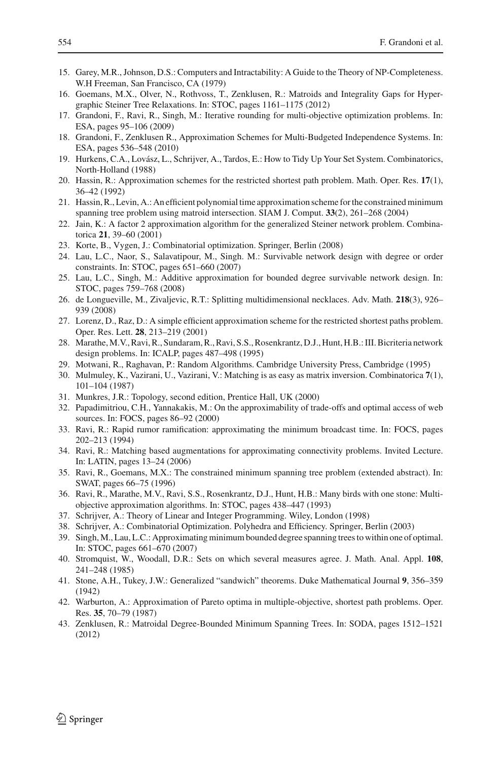15. Garey, M.R., Johnson, D.S.: Computers and Intractability: A Guide to the Theory of NP-Completeness. W.H Freeman, San Francisco, CA (1979)
16. Goemans, M.X., Olver, N., Rothvoss, T., Zenklusen, R.: Matroids and Integrality Gaps for Hypergraphic Steiner Tree Relaxations. In: STOC, pages 1161–1175 (2012)
17. Grandoni, F., Ravi, R., Singh, M.: Iterative rounding for multi-objective optimization problems. In: ESA, pages 95–106 (2009)
18. Grandoni, F., Zenklusen R., Approximation Schemes for Multi-Budgeted Independence Systems. In: ESA, pages 536–548 (2010)
19. Hurkens, C.A., Lovász, L., Schrijver, A., Tardos, E.: How to Tidy Up Your Set System. Combinatorics, North-Holland (1988)
20. Hassin, R.: Approximation schemes for the restricted shortest path problem. Math. Oper. Res. **17**(1), 36–42 (1992)
21. Hassin, R., Levin, A.: An efficient polynomial time approximation scheme for the constrained minimum spanning tree problem using matroid intersection. SIAM J. Comput. **33**(2), 261–268 (2004)
22. Jain, K.: A factor 2 approximation algorithm for the generalized Steiner network problem. Combinatorica **21**, 39–60 (2001)
23. Korte, B., Vygen, J.: Combinatorial optimization. Springer, Berlin (2008)
24. Lau, L.C., Naor, S., Salavatipour, M., Singh. M.: Survivable network design with degree or order constraints. In: STOC, pages 651–660 (2007)
25. Lau, L.C., Singh, M.: Additive approximation for bounded degree survivable network design. In: STOC, pages 759–768 (2008)
26. de Longueville, M., Zivaljevic, R.T.: Splitting multidimensional necklaces. Adv. Math. **218**(3), 926–939 (2008)
27. Lorenz, D., Raz, D.: A simple efficient approximation scheme for the restricted shortest paths problem. Oper. Res. Lett. **28**, 213–219 (2001)
28. Marathe, M.V., Ravi, R., Sundaram, R., Ravi, S.S., Rosenkrantz, D.J., Hunt, H.B.: III. Bicriteria network design problems. In: ICALP, pages 487–498 (1995)
29. Motwani, R., Raghavan, P.: Random Algorithms. Cambridge University Press, Cambridge (1995)
30. Mulmuley, K., Vazirani, U., Vazirani, V.: Matching is as easy as matrix inversion. Combinatorica **7**(1), 101–104 (1987)
31. Munkres, J.R.: Topology, second edition, Prentice Hall, UK (2000)
32. Papadimitriou, C.H., Yannakakis, M.: On the approximability of trade-offs and optimal access of web sources. In: FOCS, pages 86–92 (2000)
33. Ravi, R.: Rapid rumor ramification: approximating the minimum broadcast time. In: FOCS, pages 202–213 (1994)
34. Ravi, R.: Matching based augmentations for approximating connectivity problems. Invited Lecture. In: LATIN, pages 13–24 (2006)
35. Ravi, R., Goemans, M.X.: The constrained minimum spanning tree problem (extended abstract). In: SWAT, pages 66–75 (1996)
36. Ravi, R., Marathe, M.V., Ravi, S.S., Rosenkrantz, D.J., Hunt, H.B.: Many birds with one stone: Multi-objective approximation algorithms. In: STOC, pages 438–447 (1993)
37. Schrijver, A.: Theory of Linear and Integer Programming. Wiley, London (1998)
38. Schrijver, A.: Combinatorial Optimization. Polyhedra and Efficiency. Springer, Berlin (2003)
39. Singh, M., Lau, L.C.: Approximating minimum bounded degree spanning trees to within one of optimal. In: STOC, pages 661–670 (2007)
40. Stromquist, W., Woodall, D.R.: Sets on which several measures agree. J. Math. Anal. Appl. **108**, 241–248 (1985)
41. Stone, A.H., Tukey, J.W.: Generalized "sandwich" theorems. Duke Mathematical Journal **9**, 356–359 (1942)
42. Warburton, A.: Approximation of Pareto optima in multiple-objective, shortest path problems. Oper. Res. **35**, 70–79 (1987)
43. Zenklusen, R.: Matroidal Degree-Bounded Minimum Spanning Trees. In: SODA, pages 1512–1521 (2012)